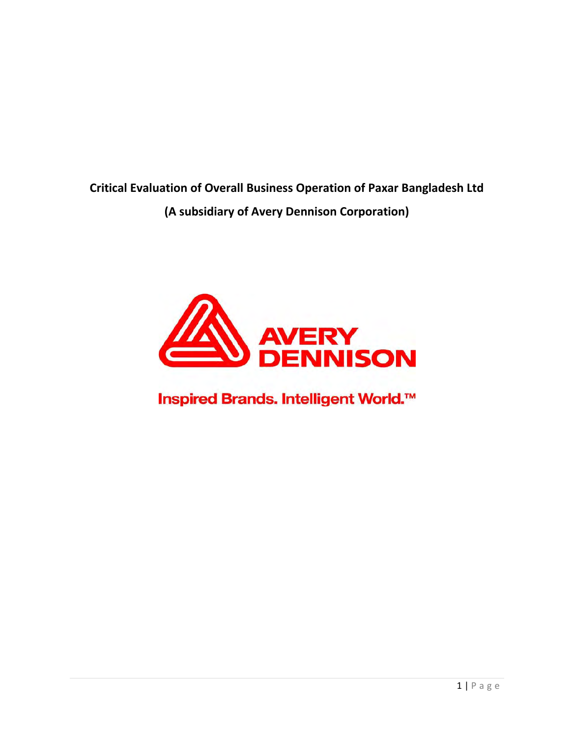**Critical Evaluation of Overall Business Operation of Paxar Bangladesh Ltd**

**(A subsidiary of Avery Dennison Corporation)**

AVERY DENNISON

Inspired Brands. Intelligent World.™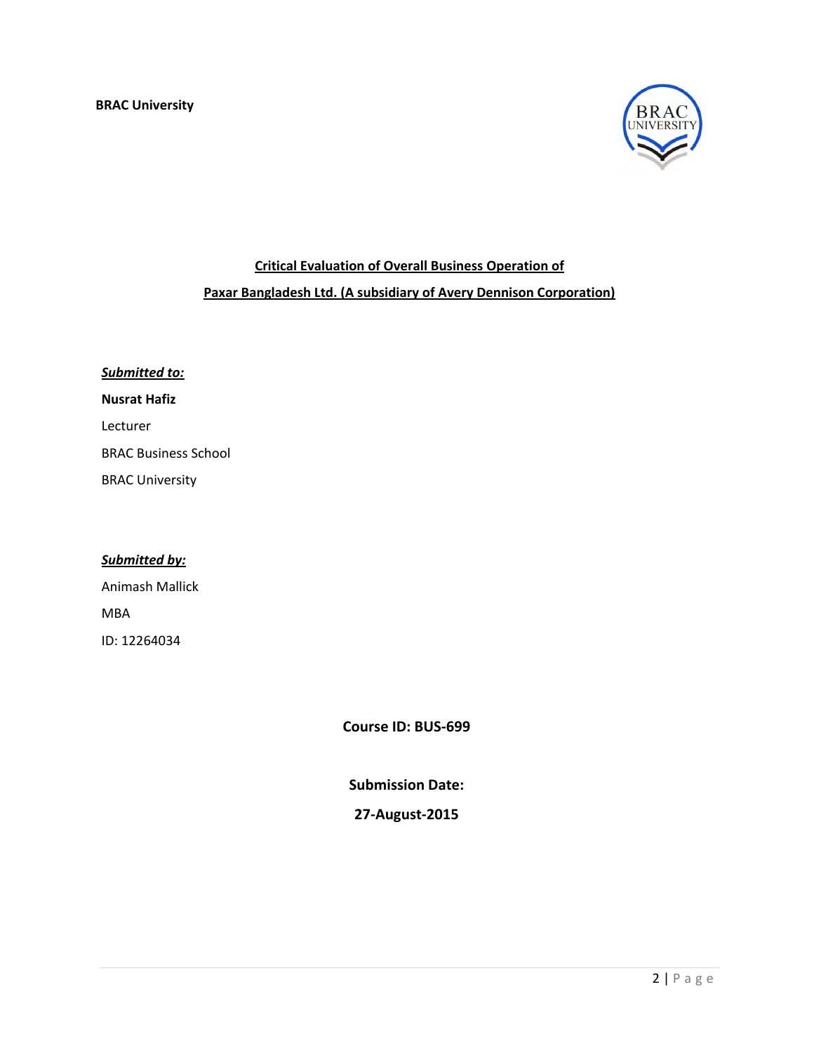**BRAC University**

**Critical Evaluation of Overall Business Operation of**

**Paxar Bangladesh Ltd. (A subsidiary of Avery Dennison Corporation)**

***Submitted to:***

**Nusrat Hafiz**

Lecturer

BRAC Business School

BRAC University

***Submitted by:***

Animash Mallick

MBA

ID: 12264034

**Course ID: BUS-699**

**Submission Date:**

**27-August-2015**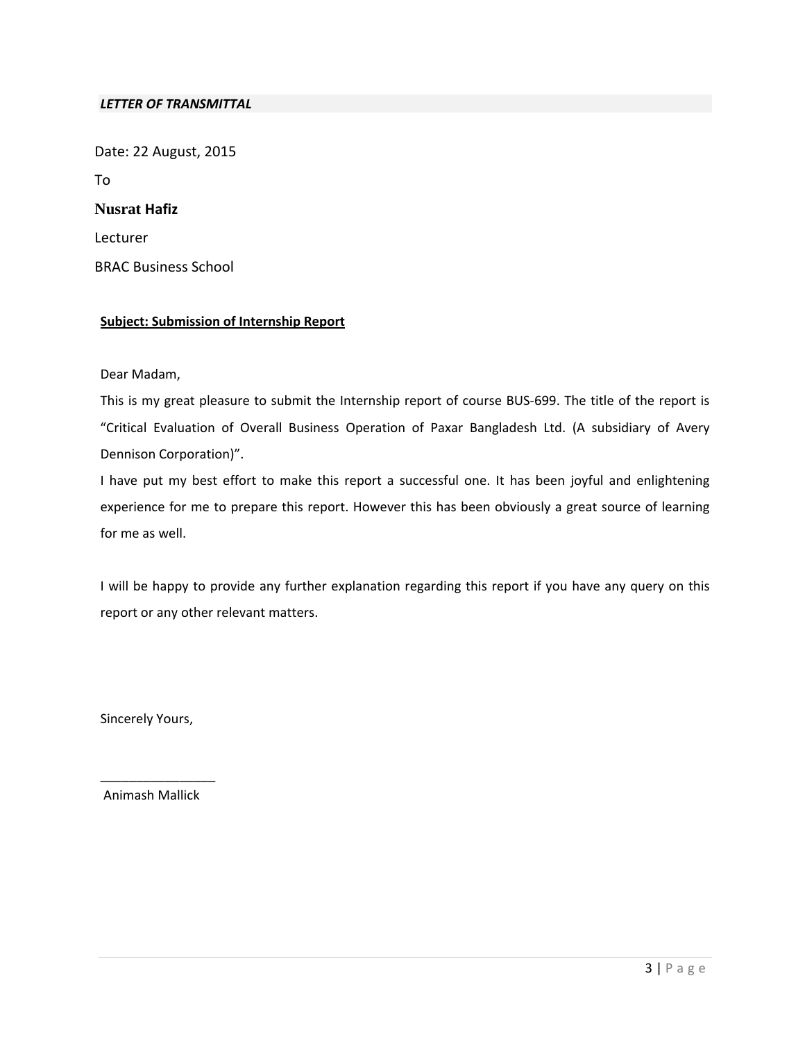## *LETTER OF TRANSMITTAL*

Date: 22 August, 2015

To

**Nusrat Hafiz**

Lecturer

BRAC Business School

**Subject: Submission of Internship Report**

Dear Madam,

This is my great pleasure to submit the Internship report of course BUS-699. The title of the report is "Critical Evaluation of Overall Business Operation of Paxar Bangladesh Ltd. (A subsidiary of Avery Dennison Corporation)".

I have put my best effort to make this report a successful one. It has been joyful and enlightening experience for me to prepare this report. However this has been obviously a great source of learning for me as well.

I will be happy to provide any further explanation regarding this report if you have any query on this report or any other relevant matters.

Sincerely Yours,

________________

Animash Mallick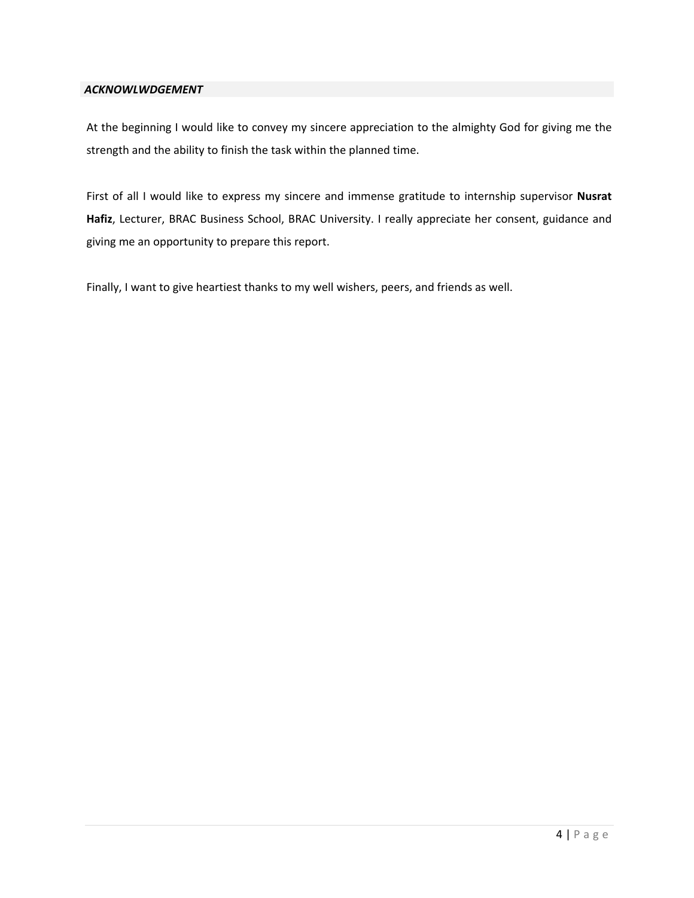## *ACKNOWLWDGEMENT*

At the beginning I would like to convey my sincere appreciation to the almighty God for giving me the strength and the ability to finish the task within the planned time.

First of all I would like to express my sincere and immense gratitude to internship supervisor **Nusrat Hafiz**, Lecturer, BRAC Business School, BRAC University. I really appreciate her consent, guidance and giving me an opportunity to prepare this report.

Finally, I want to give heartiest thanks to my well wishers, peers, and friends as well.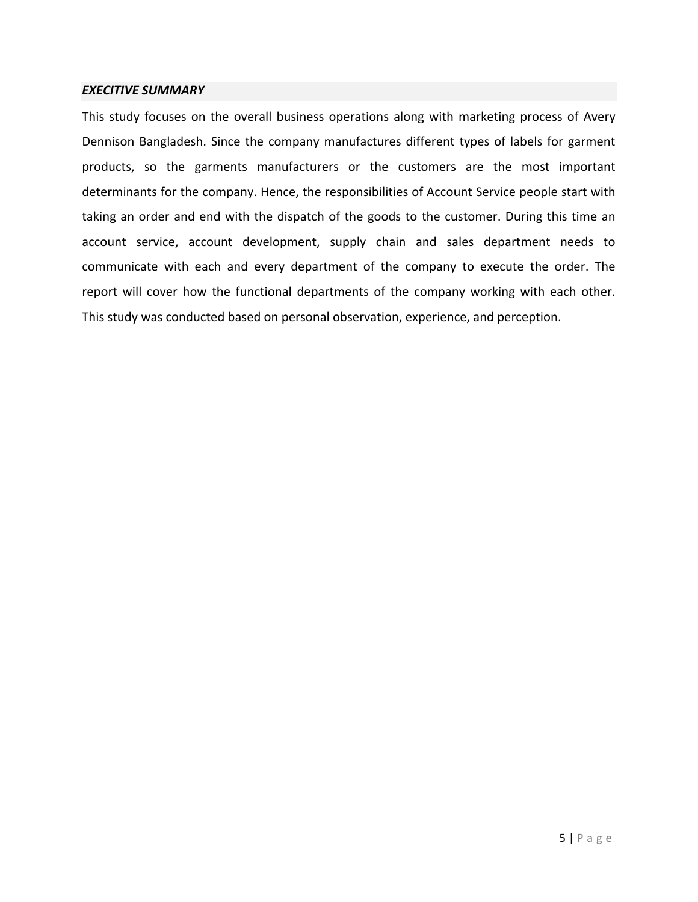## *EXECITIVE SUMMARY*

This study focuses on the overall business operations along with marketing process of Avery Dennison Bangladesh. Since the company manufactures different types of labels for garment products, so the garments manufacturers or the customers are the most important determinants for the company. Hence, the responsibilities of Account Service people start with taking an order and end with the dispatch of the goods to the customer. During this time an account service, account development, supply chain and sales department needs to communicate with each and every department of the company to execute the order. The report will cover how the functional departments of the company working with each other. This study was conducted based on personal observation, experience, and perception.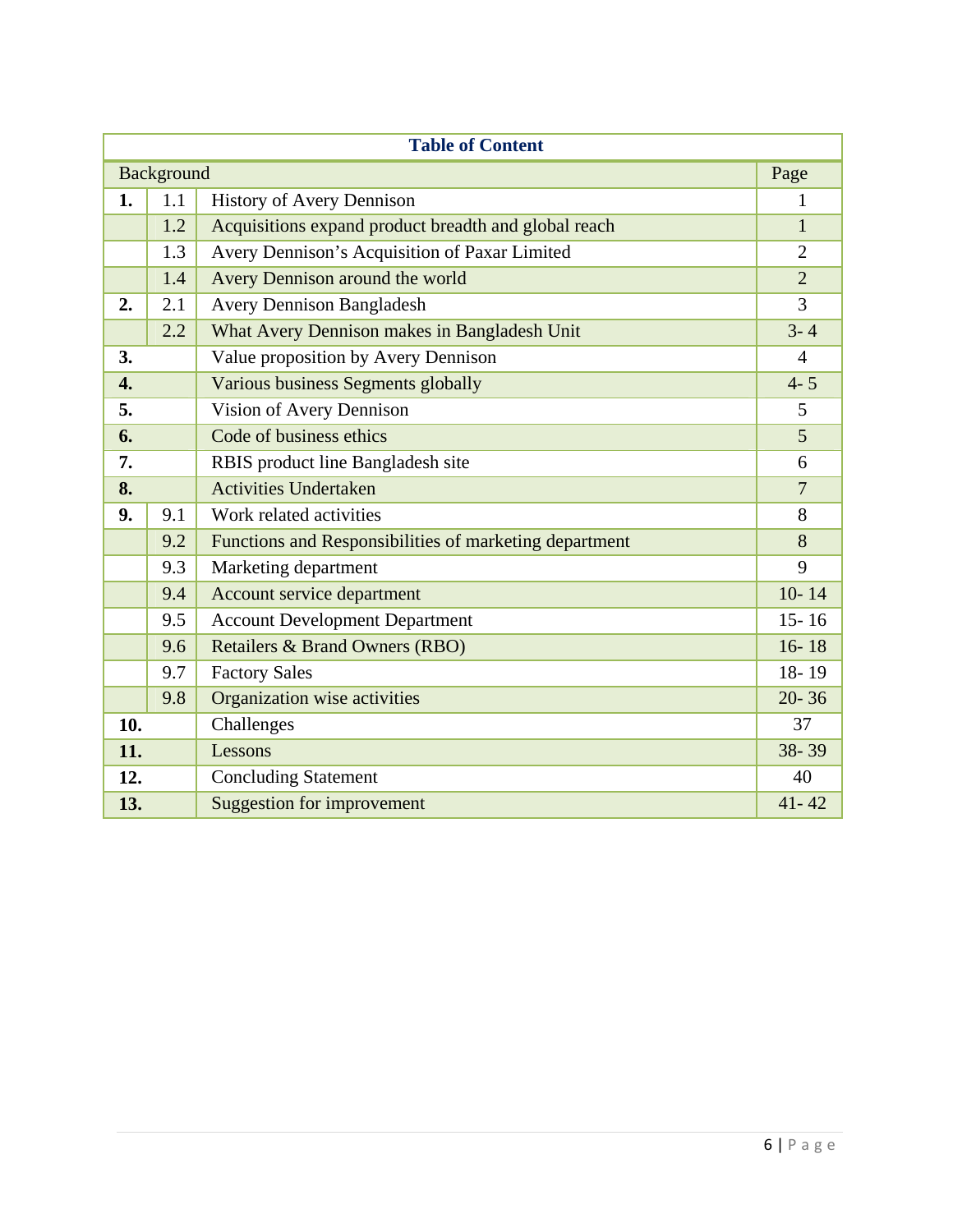| Table of Content | | | |
|---|---|---|---|
| Background | | | Page |
| **1.** | 1.1 | History of Avery Dennison | 1 |
| | 1.2 | Acquisitions expand product breadth and global reach | 1 |
| | 1.3 | Avery Dennison's Acquisition of Paxar Limited | 2 |
| | 1.4 | Avery Dennison around the world | 2 |
| **2.** | 2.1 | Avery Dennison Bangladesh | 3 |
| | 2.2 | What Avery Dennison makes in Bangladesh Unit | 3- 4 |
| **3.** | | Value proposition by Avery Dennison | 4 |
| **4.** | | Various business Segments globally | 4- 5 |
| **5.** | | Vision of Avery Dennison | 5 |
| **6.** | | Code of business ethics | 5 |
| **7.** | | RBIS product line Bangladesh site | 6 |
| **8.** | | Activities Undertaken | 7 |
| **9.** | 9.1 | Work related activities | 8 |
| | 9.2 | Functions and Responsibilities of marketing department | 8 |
| | 9.3 | Marketing department | 9 |
| | 9.4 | Account service department | 10- 14 |
| | 9.5 | Account Development Department | 15- 16 |
| | 9.6 | Retailers & Brand Owners (RBO) | 16- 18 |
| | 9.7 | Factory Sales | 18- 19 |
| | 9.8 | Organization wise activities | 20- 36 |
| **10.** | | Challenges | 37 |
| **11.** | | Lessons | 38- 39 |
| **12.** | | Concluding Statement | 40 |
| **13.** | | Suggestion for improvement | 41- 42 |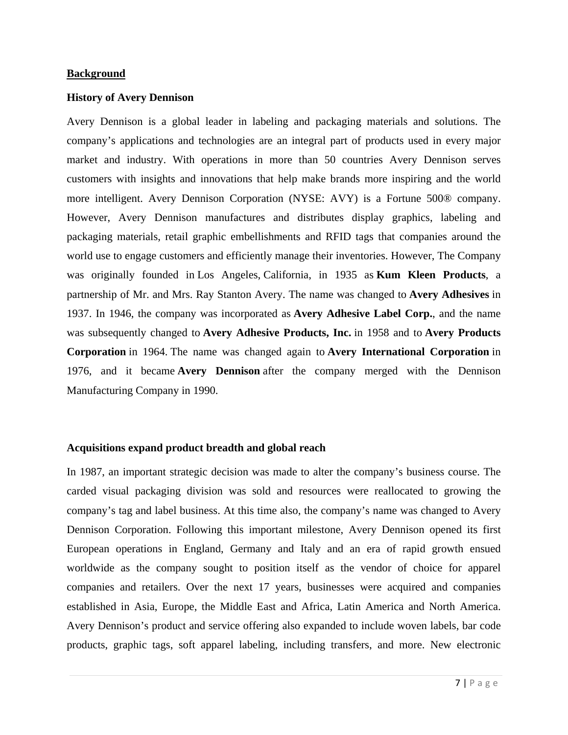## Background

### History of Avery Dennison

Avery Dennison is a global leader in labeling and packaging materials and solutions. The company's applications and technologies are an integral part of products used in every major market and industry. With operations in more than 50 countries Avery Dennison serves customers with insights and innovations that help make brands more inspiring and the world more intelligent. Avery Dennison Corporation (NYSE: AVY) is a Fortune 500® company. However, Avery Dennison manufactures and distributes display graphics, labeling and packaging materials, retail graphic embellishments and RFID tags that companies around the world use to engage customers and efficiently manage their inventories. However, The Company was originally founded in Los Angeles, California, in 1935 as **Kum Kleen Products**, a partnership of Mr. and Mrs. Ray Stanton Avery. The name was changed to **Avery Adhesives** in 1937. In 1946, the company was incorporated as **Avery Adhesive Label Corp.**, and the name was subsequently changed to **Avery Adhesive Products, Inc.** in 1958 and to **Avery Products Corporation** in 1964. The name was changed again to **Avery International Corporation** in 1976, and it became **Avery Dennison** after the company merged with the Dennison Manufacturing Company in 1990.

### Acquisitions expand product breadth and global reach

In 1987, an important strategic decision was made to alter the company's business course. The carded visual packaging division was sold and resources were reallocated to growing the company's tag and label business. At this time also, the company's name was changed to Avery Dennison Corporation. Following this important milestone, Avery Dennison opened its first European operations in England, Germany and Italy and an era of rapid growth ensued worldwide as the company sought to position itself as the vendor of choice for apparel companies and retailers. Over the next 17 years, businesses were acquired and companies established in Asia, Europe, the Middle East and Africa, Latin America and North America. Avery Dennison's product and service offering also expanded to include woven labels, bar code products, graphic tags, soft apparel labeling, including transfers, and more. New electronic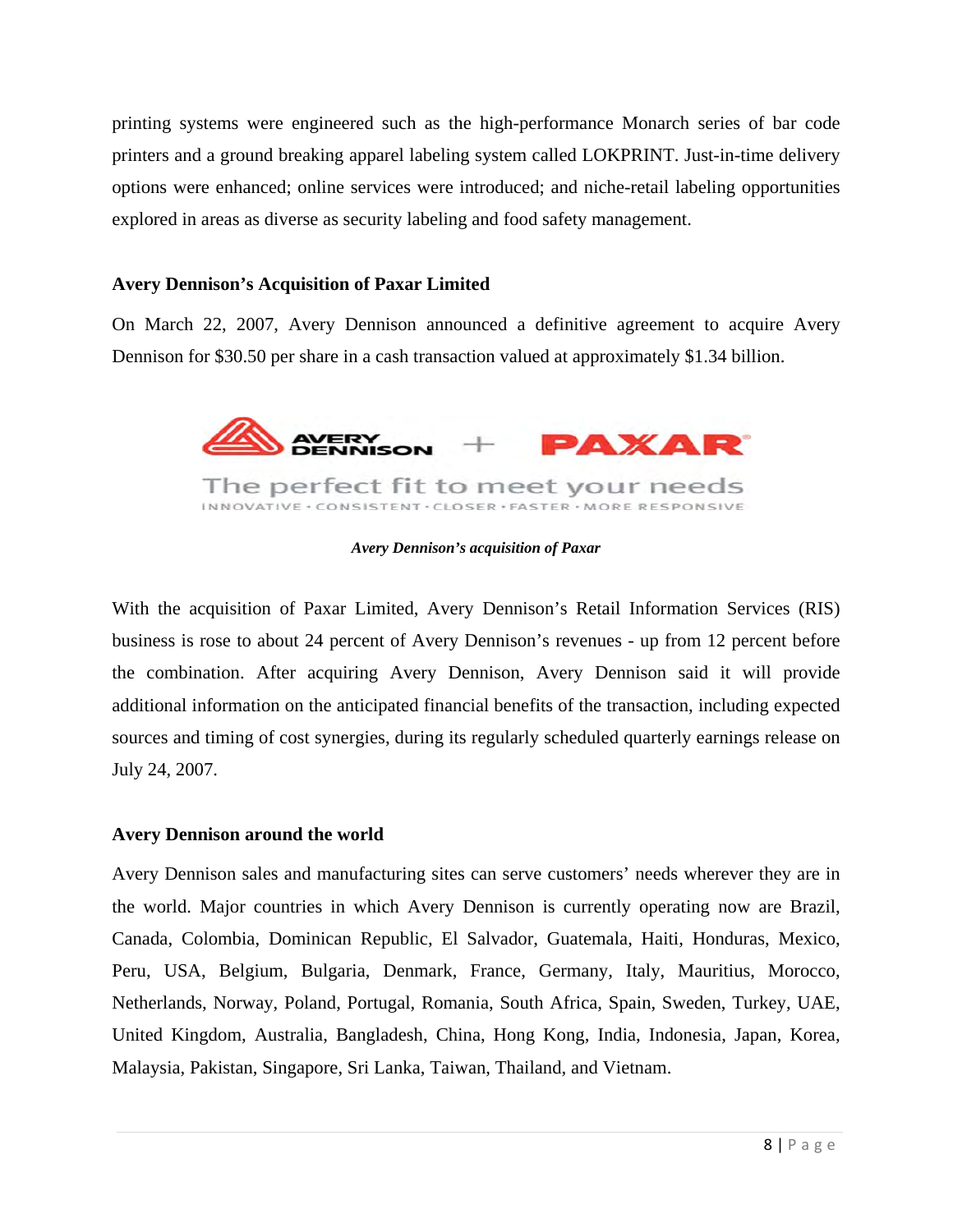printing systems were engineered such as the high-performance Monarch series of bar code printers and a ground breaking apparel labeling system called LOKPRINT. Just-in-time delivery options were enhanced; online services were introduced; and niche-retail labeling opportunities explored in areas as diverse as security labeling and food safety management.

**Avery Dennison's Acquisition of Paxar Limited**

On March 22, 2007, Avery Dennison announced a definitive agreement to acquire Avery Dennison for $30.50 per share in a cash transaction valued at approximately $1.34 billion.

*Avery Dennison's acquisition of Paxar*

With the acquisition of Paxar Limited, Avery Dennison's Retail Information Services (RIS) business is rose to about 24 percent of Avery Dennison's revenues - up from 12 percent before the combination. After acquiring Avery Dennison, Avery Dennison said it will provide additional information on the anticipated financial benefits of the transaction, including expected sources and timing of cost synergies, during its regularly scheduled quarterly earnings release on July 24, 2007.

**Avery Dennison around the world**

Avery Dennison sales and manufacturing sites can serve customers' needs wherever they are in the world. Major countries in which Avery Dennison is currently operating now are Brazil, Canada, Colombia, Dominican Republic, El Salvador, Guatemala, Haiti, Honduras, Mexico, Peru, USA, Belgium, Bulgaria, Denmark, France, Germany, Italy, Mauritius, Morocco, Netherlands, Norway, Poland, Portugal, Romania, South Africa, Spain, Sweden, Turkey, UAE, United Kingdom, Australia, Bangladesh, China, Hong Kong, India, Indonesia, Japan, Korea, Malaysia, Pakistan, Singapore, Sri Lanka, Taiwan, Thailand, and Vietnam.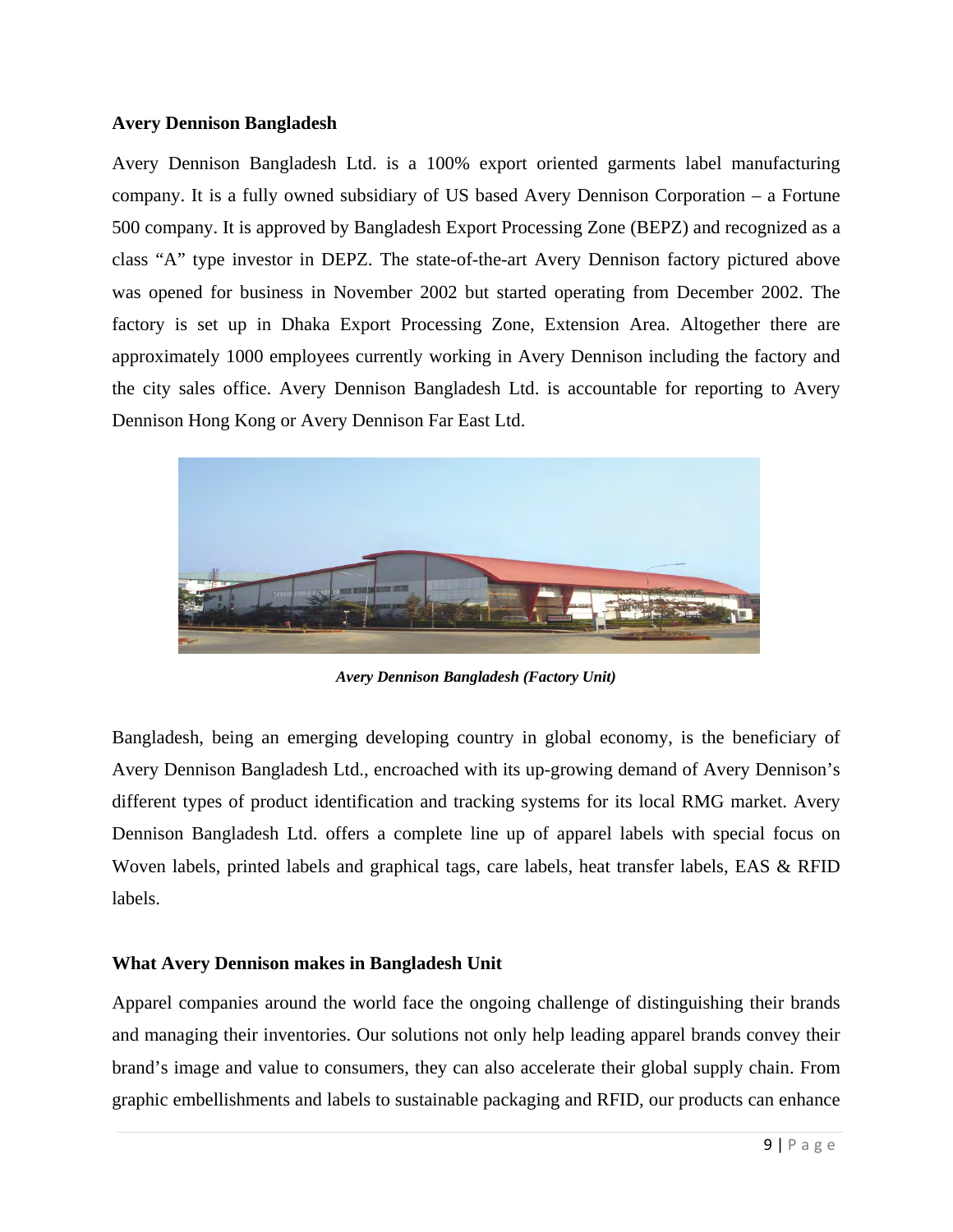**Avery Dennison Bangladesh**

Avery Dennison Bangladesh Ltd. is a 100% export oriented garments label manufacturing company. It is a fully owned subsidiary of US based Avery Dennison Corporation – a Fortune 500 company. It is approved by Bangladesh Export Processing Zone (BEPZ) and recognized as a class "A" type investor in DEPZ. The state-of-the-art Avery Dennison factory pictured above was opened for business in November 2002 but started operating from December 2002. The factory is set up in Dhaka Export Processing Zone, Extension Area. Altogether there are approximately 1000 employees currently working in Avery Dennison including the factory and the city sales office. Avery Dennison Bangladesh Ltd. is accountable for reporting to Avery Dennison Hong Kong or Avery Dennison Far East Ltd.

***Avery Dennison Bangladesh (Factory Unit)***

Bangladesh, being an emerging developing country in global economy, is the beneficiary of Avery Dennison Bangladesh Ltd., encroached with its up-growing demand of Avery Dennison's different types of product identification and tracking systems for its local RMG market. Avery Dennison Bangladesh Ltd. offers a complete line up of apparel labels with special focus on Woven labels, printed labels and graphical tags, care labels, heat transfer labels, EAS & RFID labels.

**What Avery Dennison makes in Bangladesh Unit**

Apparel companies around the world face the ongoing challenge of distinguishing their brands and managing their inventories. Our solutions not only help leading apparel brands convey their brand's image and value to consumers, they can also accelerate their global supply chain. From graphic embellishments and labels to sustainable packaging and RFID, our products can enhance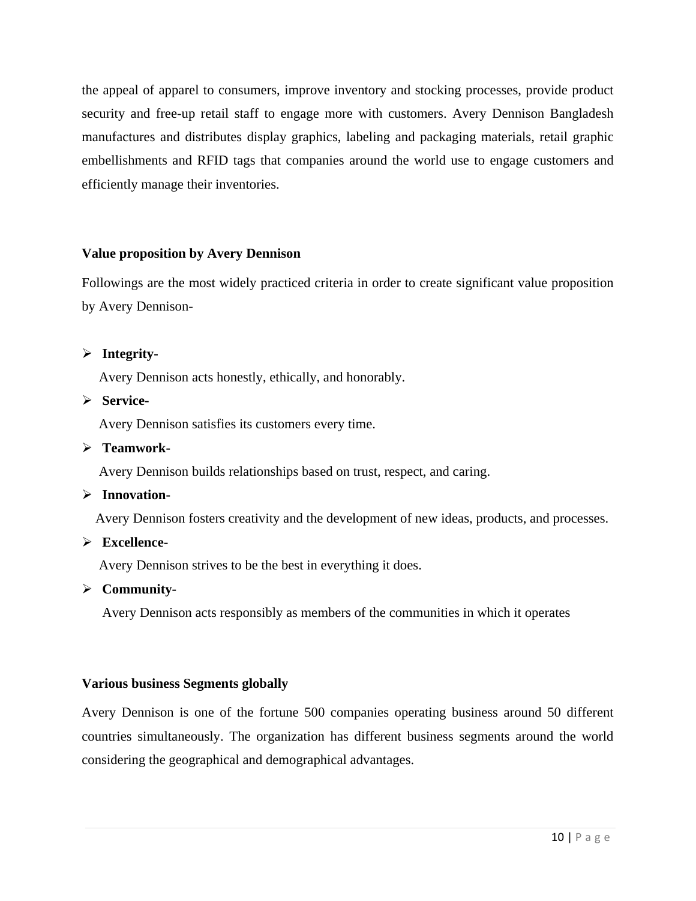the appeal of apparel to consumers, improve inventory and stocking processes, provide product security and free-up retail staff to engage more with customers. Avery Dennison Bangladesh manufactures and distributes display graphics, labeling and packaging materials, retail graphic embellishments and RFID tags that companies around the world use to engage customers and efficiently manage their inventories.

**Value proposition by Avery Dennison**

Followings are the most widely practiced criteria in order to create significant value proposition by Avery Dennison-

- **Integrity-**
  Avery Dennison acts honestly, ethically, and honorably.
- **Service-**
  Avery Dennison satisfies its customers every time.
- **Teamwork-**
  Avery Dennison builds relationships based on trust, respect, and caring.
- **Innovation-**
  Avery Dennison fosters creativity and the development of new ideas, products, and processes.
- **Excellence-**
  Avery Dennison strives to be the best in everything it does.
- **Community-**
  Avery Dennison acts responsibly as members of the communities in which it operates

**Various business Segments globally**

Avery Dennison is one of the fortune 500 companies operating business around 50 different countries simultaneously. The organization has different business segments around the world considering the geographical and demographical advantages.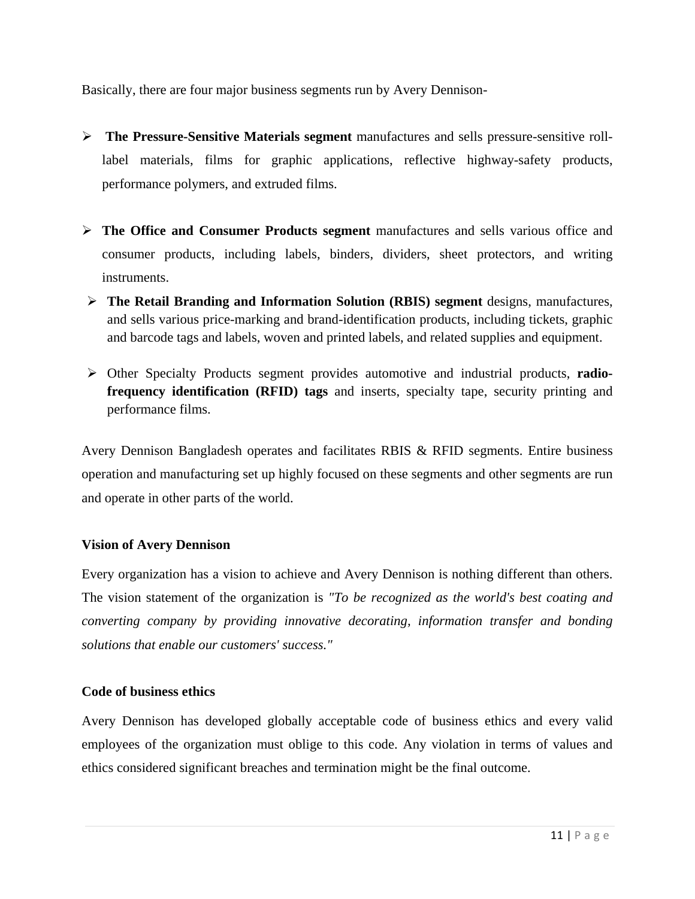Basically, there are four major business segments run by Avery Dennison-

- **The Pressure-Sensitive Materials segment** manufactures and sells pressure-sensitive roll-label materials, films for graphic applications, reflective highway-safety products, performance polymers, and extruded films.

- **The Office and Consumer Products segment** manufactures and sells various office and consumer products, including labels, binders, dividers, sheet protectors, and writing instruments.
- **The Retail Branding and Information Solution (RBIS) segment** designs, manufactures, and sells various price-marking and brand-identification products, including tickets, graphic and barcode tags and labels, woven and printed labels, and related supplies and equipment.

- Other Specialty Products segment provides automotive and industrial products, **radio-frequency identification (RFID) tags** and inserts, specialty tape, security printing and performance films.

Avery Dennison Bangladesh operates and facilitates RBIS & RFID segments. Entire business operation and manufacturing set up highly focused on these segments and other segments are run and operate in other parts of the world.

**Vision of Avery Dennison**

Every organization has a vision to achieve and Avery Dennison is nothing different than others. The vision statement of the organization is *"To be recognized as the world's best coating and converting company by providing innovative decorating, information transfer and bonding solutions that enable our customers' success."*

**Code of business ethics**

Avery Dennison has developed globally acceptable code of business ethics and every valid employees of the organization must oblige to this code. Any violation in terms of values and ethics considered significant breaches and termination might be the final outcome.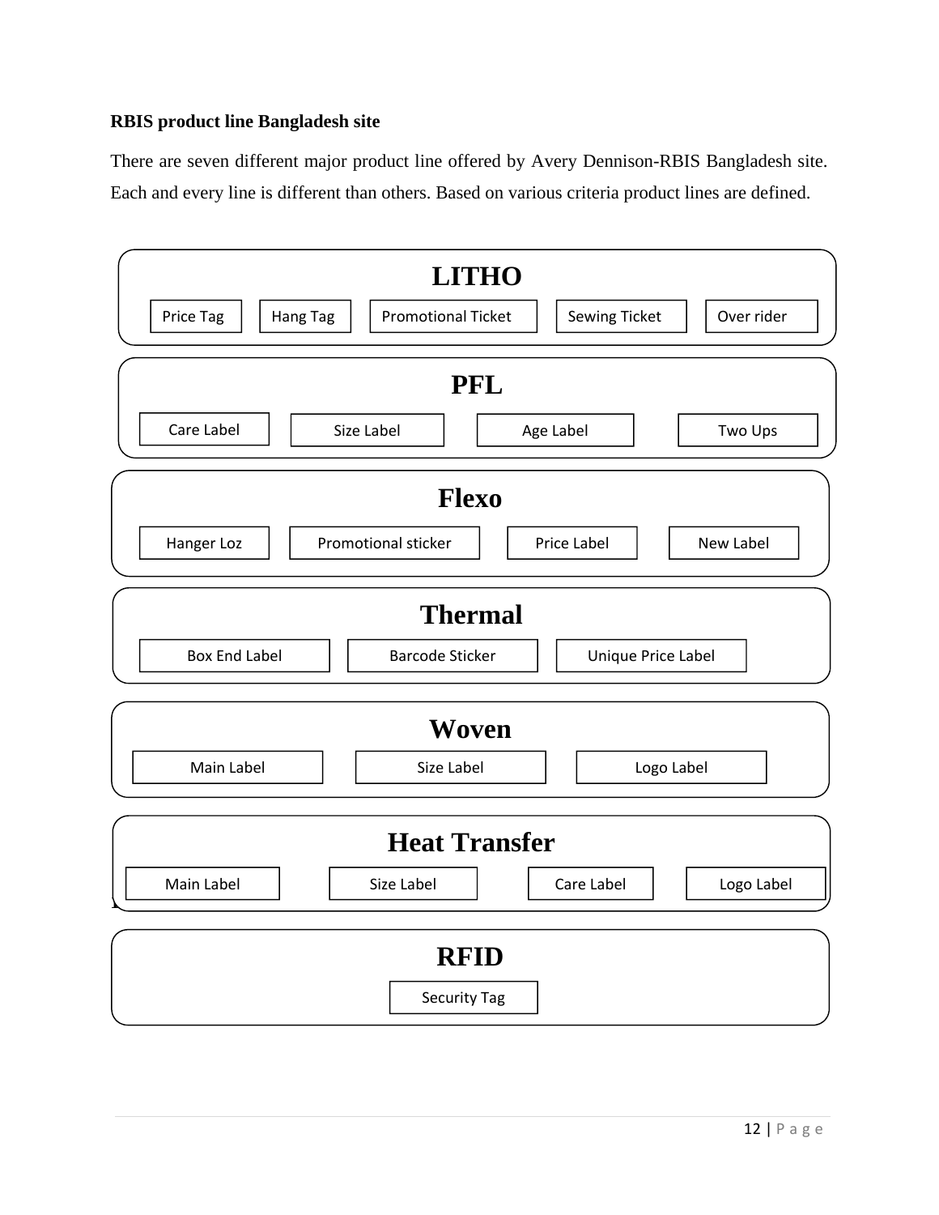**RBIS product line Bangladesh site**

There are seven different major product line offered by Avery Dennison-RBIS Bangladesh site. Each and every line is different than others. Based on various criteria product lines are defined.

**LITHO**

- Price Tag
- Hang Tag
- Promotional Ticket
- Sewing Ticket
- Over rider

**PFL**

- Care Label
- Size Label
- Age Label
- Two Ups

**Flexo**

- Hanger Loz
- Promotional sticker
- Price Label
- New Label

**Thermal**

- Box End Label
- Barcode Sticker
- Unique Price Label

**Woven**

- Main Label
- Size Label
- Logo Label

**Heat Transfer**

- Main Label
- Size Label
- Care Label
- Logo Label

**RFID**

- Security Tag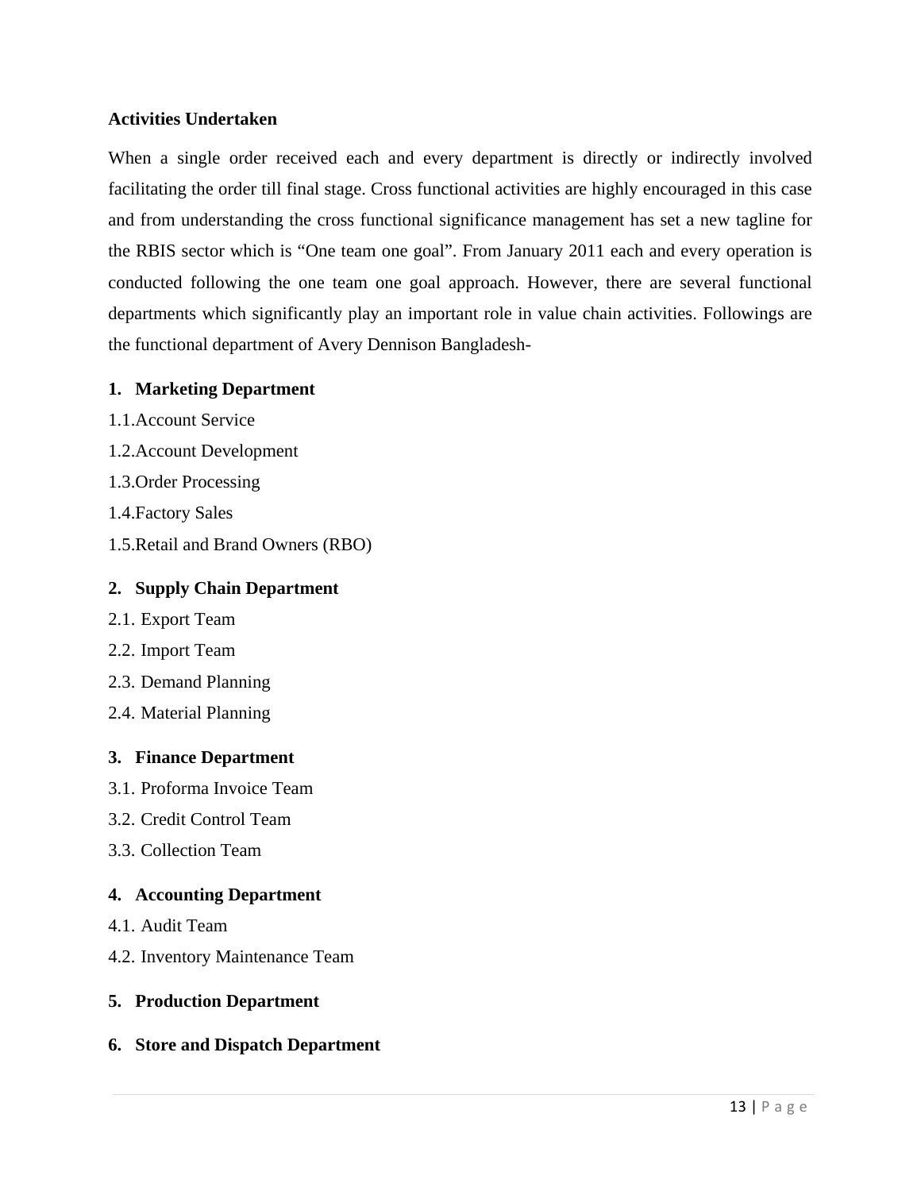**Activities Undertaken**

When a single order received each and every department is directly or indirectly involved facilitating the order till final stage. Cross functional activities are highly encouraged in this case and from understanding the cross functional significance management has set a new tagline for the RBIS sector which is "One team one goal". From January 2011 each and every operation is conducted following the one team one goal approach. However, there are several functional departments which significantly play an important role in value chain activities. Followings are the functional department of Avery Dennison Bangladesh-

**1. Marketing Department**

1.1.Account Service

1.2.Account Development

1.3.Order Processing

1.4.Factory Sales

1.5.Retail and Brand Owners (RBO)

**2. Supply Chain Department**

2.1. Export Team

2.2. Import Team

2.3. Demand Planning

2.4. Material Planning

**3. Finance Department**

3.1. Proforma Invoice Team

3.2. Credit Control Team

3.3. Collection Team

**4. Accounting Department**

4.1. Audit Team

4.2. Inventory Maintenance Team

**5. Production Department**

**6. Store and Dispatch Department**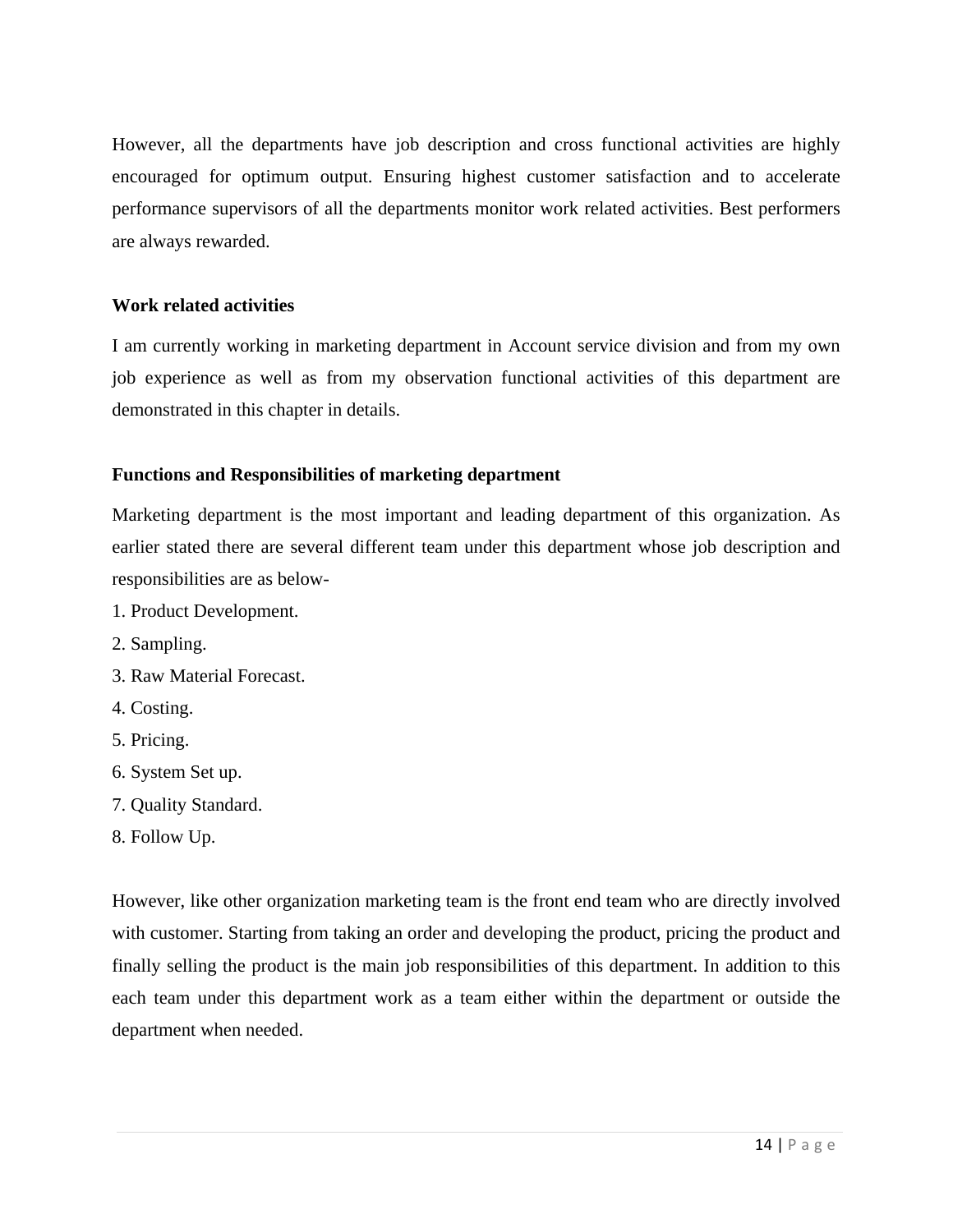However, all the departments have job description and cross functional activities are highly encouraged for optimum output. Ensuring highest customer satisfaction and to accelerate performance supervisors of all the departments monitor work related activities. Best performers are always rewarded.

### Work related activities

I am currently working in marketing department in Account service division and from my own job experience as well as from my observation functional activities of this department are demonstrated in this chapter in details.

### Functions and Responsibilities of marketing department

Marketing department is the most important and leading department of this organization. As earlier stated there are several different team under this department whose job description and responsibilities are as below-

1. Product Development.
2. Sampling.
3. Raw Material Forecast.
4. Costing.
5. Pricing.
6. System Set up.
7. Quality Standard.
8. Follow Up.

However, like other organization marketing team is the front end team who are directly involved with customer. Starting from taking an order and developing the product, pricing the product and finally selling the product is the main job responsibilities of this department. In addition to this each team under this department work as a team either within the department or outside the department when needed.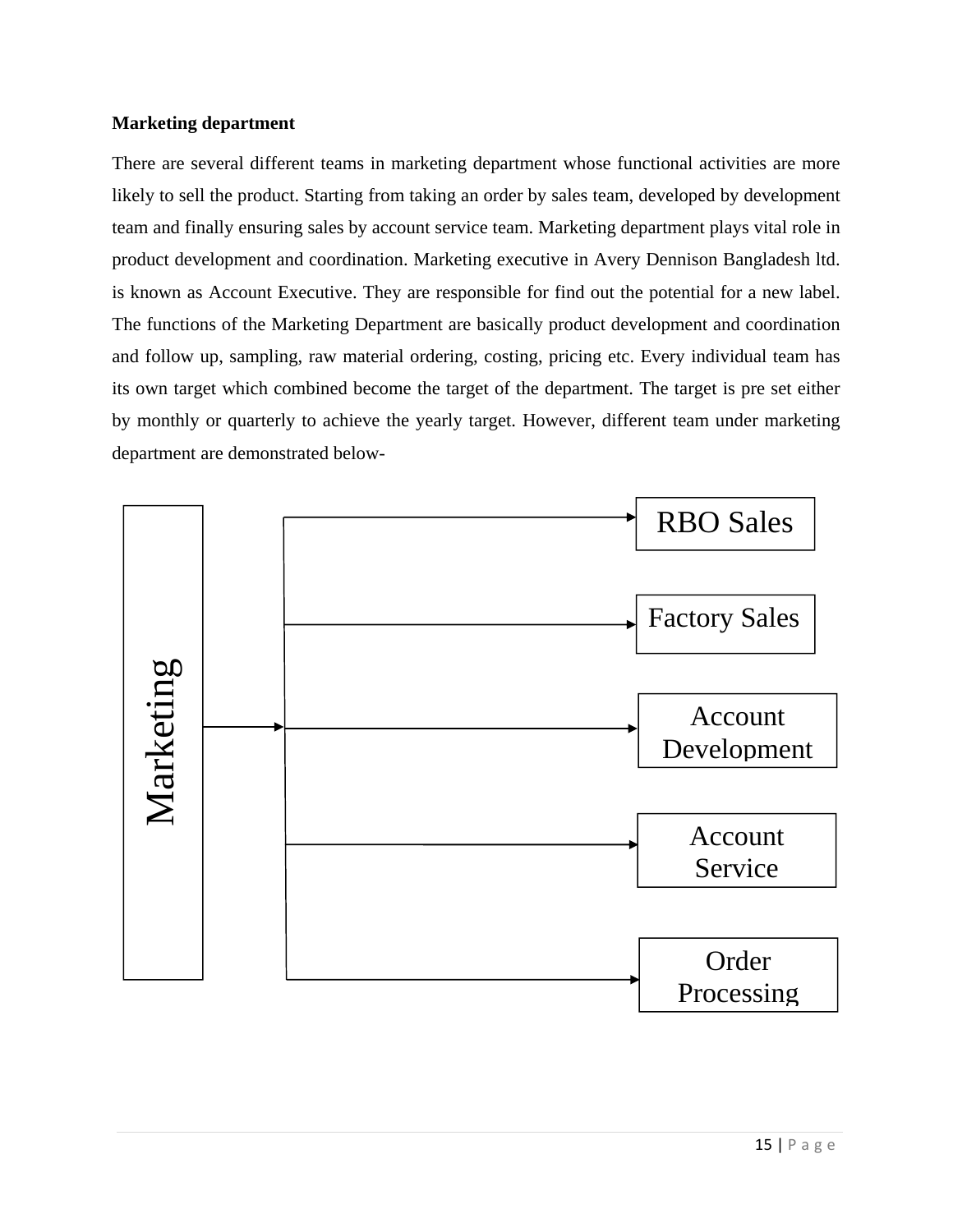**Marketing department**

There are several different teams in marketing department whose functional activities are more likely to sell the product. Starting from taking an order by sales team, developed by development team and finally ensuring sales by account service team. Marketing department plays vital role in product development and coordination. Marketing executive in Avery Dennison Bangladesh ltd. is known as Account Executive. They are responsible for find out the potential for a new label. The functions of the Marketing Department are basically product development and coordination and follow up, sampling, raw material ordering, costing, pricing etc. Every individual team has its own target which combined become the target of the department. The target is pre set either by monthly or quarterly to achieve the yearly target. However, different team under marketing department are demonstrated below-

Marketing

- RBO Sales
- Factory Sales
- Account Development
- Account Service
- Order Processing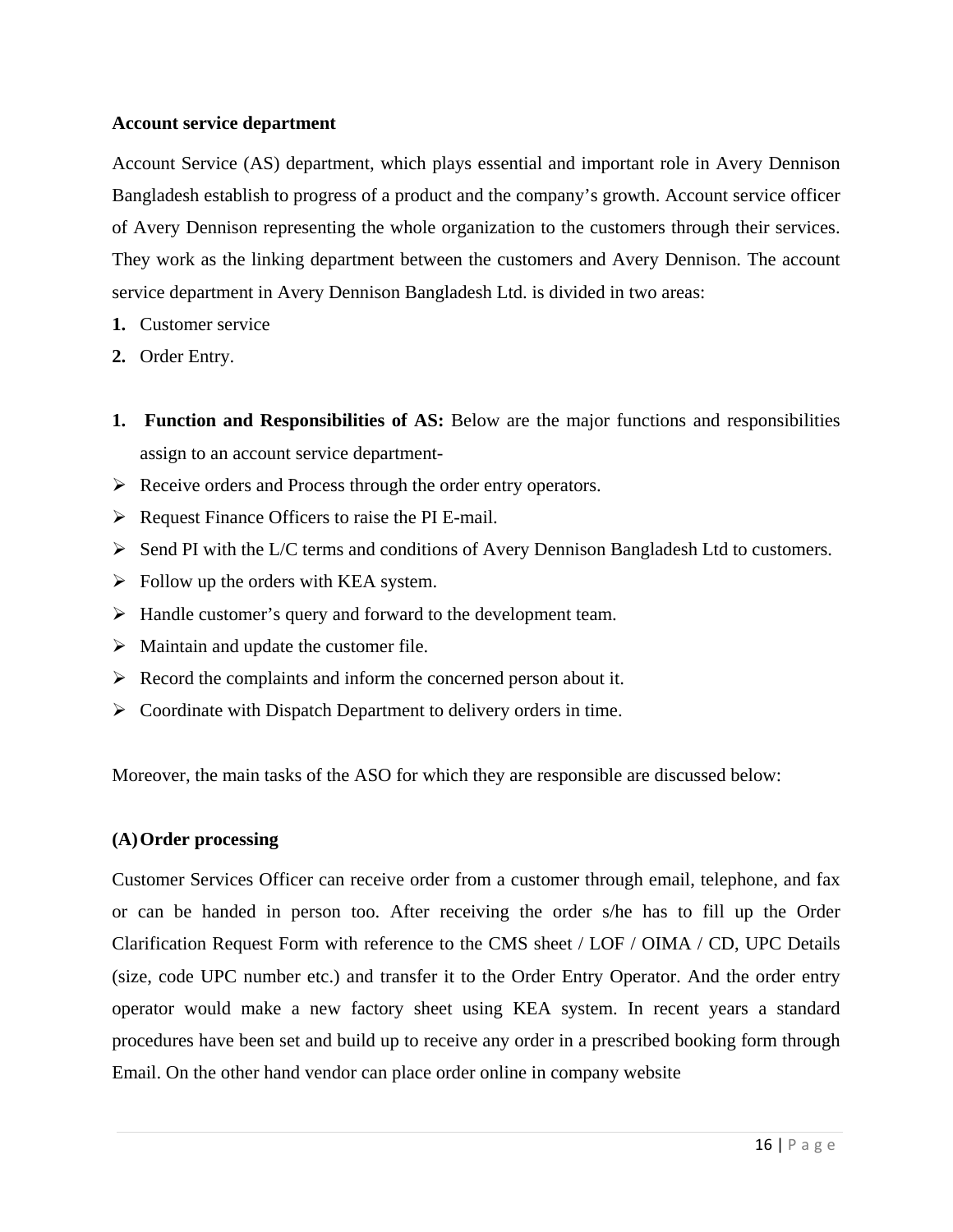**Account service department**

Account Service (AS) department, which plays essential and important role in Avery Dennison Bangladesh establish to progress of a product and the company's growth. Account service officer of Avery Dennison representing the whole organization to the customers through their services. They work as the linking department between the customers and Avery Dennison. The account service department in Avery Dennison Bangladesh Ltd. is divided in two areas:

1. Customer service
2. Order Entry.

1. **Function and Responsibilities of AS:** Below are the major functions and responsibilities assign to an account service department-

- Receive orders and Process through the order entry operators.
- Request Finance Officers to raise the PI E-mail.
- Send PI with the L/C terms and conditions of Avery Dennison Bangladesh Ltd to customers.
- Follow up the orders with KEA system.
- Handle customer's query and forward to the development team.
- Maintain and update the customer file.
- Record the complaints and inform the concerned person about it.
- Coordinate with Dispatch Department to delivery orders in time.

Moreover, the main tasks of the ASO for which they are responsible are discussed below:

**(A) Order processing**

Customer Services Officer can receive order from a customer through email, telephone, and fax or can be handed in person too. After receiving the order s/he has to fill up the Order Clarification Request Form with reference to the CMS sheet / LOF / OIMA / CD, UPC Details (size, code UPC number etc.) and transfer it to the Order Entry Operator. And the order entry operator would make a new factory sheet using KEA system. In recent years a standard procedures have been set and build up to receive any order in a prescribed booking form through Email. On the other hand vendor can place order online in company website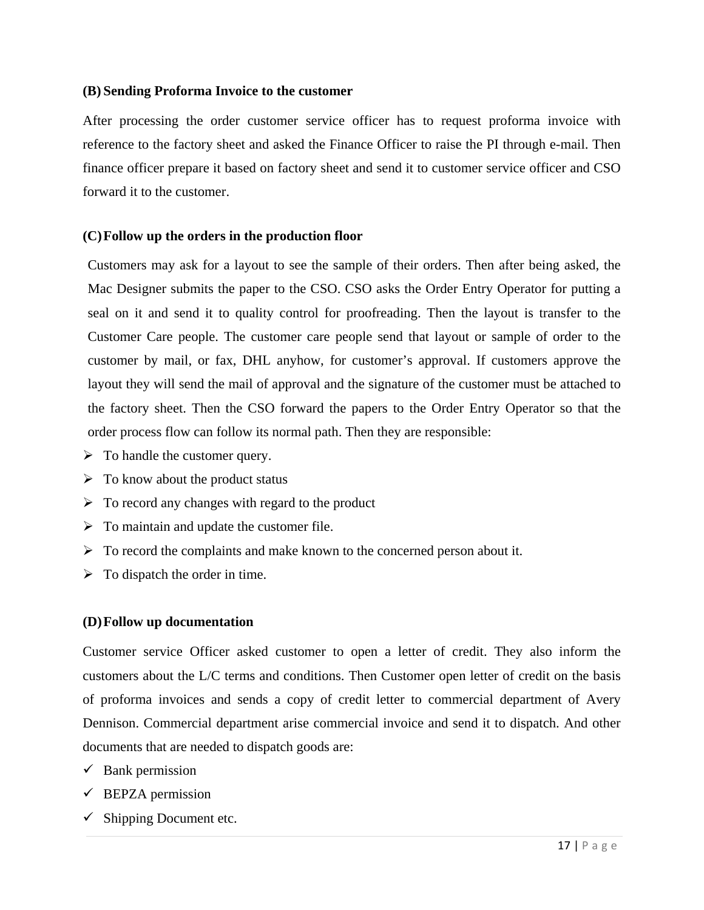**(B) Sending Proforma Invoice to the customer**

After processing the order customer service officer has to request proforma invoice with reference to the factory sheet and asked the Finance Officer to raise the PI through e-mail. Then finance officer prepare it based on factory sheet and send it to customer service officer and CSO forward it to the customer.

**(C) Follow up the orders in the production floor**

Customers may ask for a layout to see the sample of their orders. Then after being asked, the Mac Designer submits the paper to the CSO. CSO asks the Order Entry Operator for putting a seal on it and send it to quality control for proofreading. Then the layout is transfer to the Customer Care people. The customer care people send that layout or sample of order to the customer by mail, or fax, DHL anyhow, for customer's approval. If customers approve the layout they will send the mail of approval and the signature of the customer must be attached to the factory sheet. Then the CSO forward the papers to the Order Entry Operator so that the order process flow can follow its normal path. Then they are responsible:

- To handle the customer query.
- To know about the product status
- To record any changes with regard to the product
- To maintain and update the customer file.
- To record the complaints and make known to the concerned person about it.
- To dispatch the order in time.

**(D) Follow up documentation**

Customer service Officer asked customer to open a letter of credit. They also inform the customers about the L/C terms and conditions. Then Customer open letter of credit on the basis of proforma invoices and sends a copy of credit letter to commercial department of Avery Dennison. Commercial department arise commercial invoice and send it to dispatch. And other documents that are needed to dispatch goods are:

- ✓ Bank permission
- ✓ BEPZA permission
- ✓ Shipping Document etc.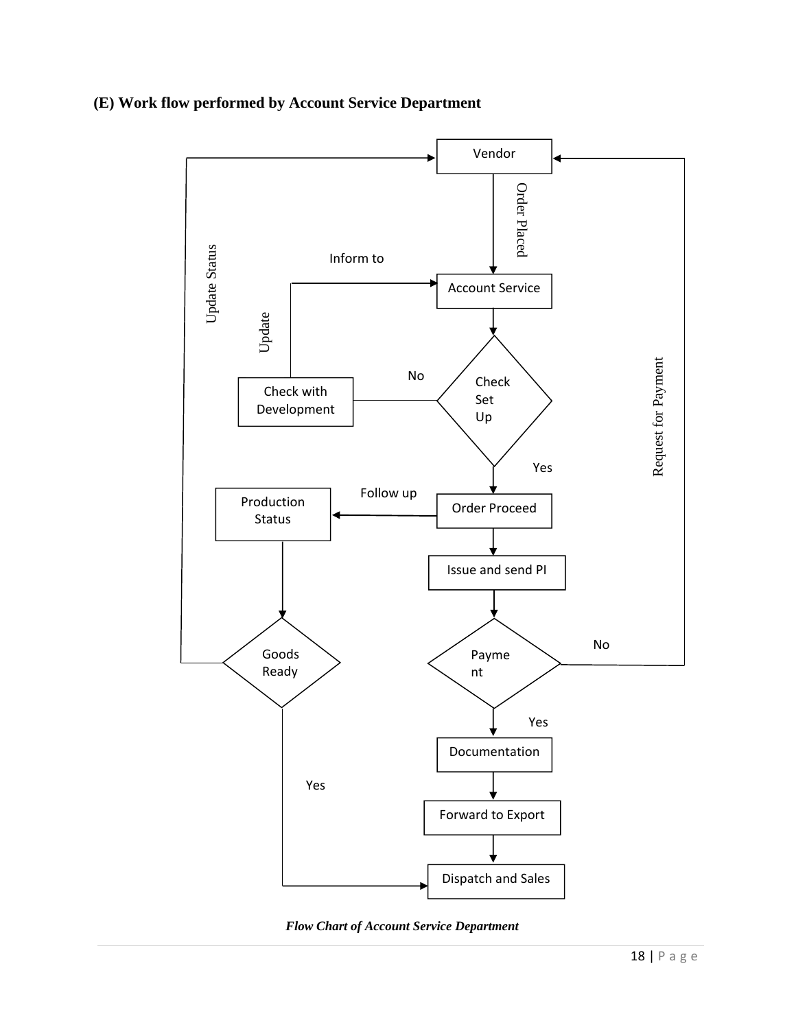### (E) Work flow performed by Account Service Department

*Flow Chart of Account Service Department*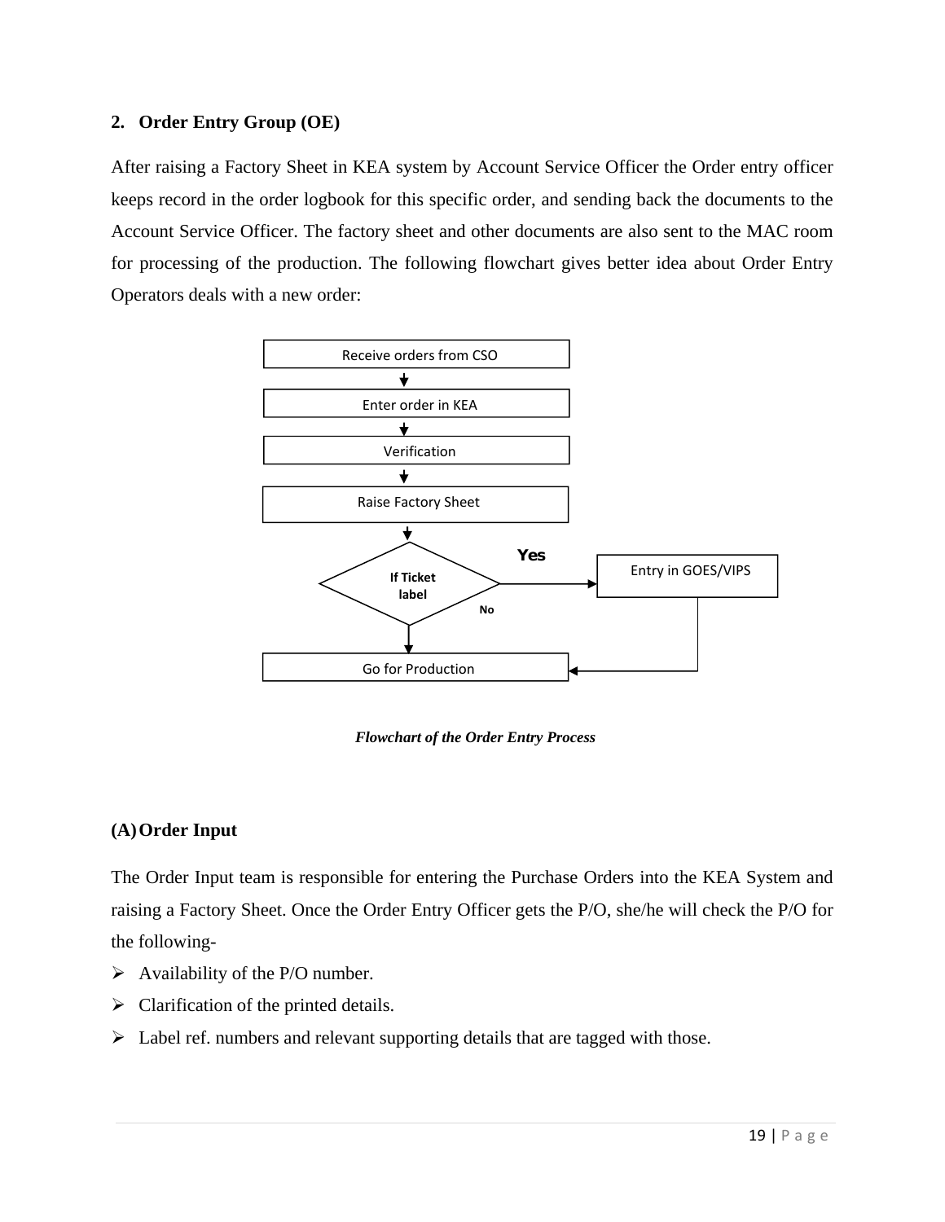## 2. Order Entry Group (OE)

After raising a Factory Sheet in KEA system by Account Service Officer the Order entry officer keeps record in the order logbook for this specific order, and sending back the documents to the Account Service Officer. The factory sheet and other documents are also sent to the MAC room for processing of the production. The following flowchart gives better idea about Order Entry Operators deals with a new order:

Receive orders from CSO → Enter order in KEA → Verification → Raise Factory Sheet → If Ticket label (Yes → Entry in GOES/VIPS → Go for Production; No → Go for Production)

*Flowchart of the Order Entry Process*

### (A) Order Input

The Order Input team is responsible for entering the Purchase Orders into the KEA System and raising a Factory Sheet. Once the Order Entry Officer gets the P/O, she/he will check the P/O for the following-

- Availability of the P/O number.
- Clarification of the printed details.
- Label ref. numbers and relevant supporting details that are tagged with those.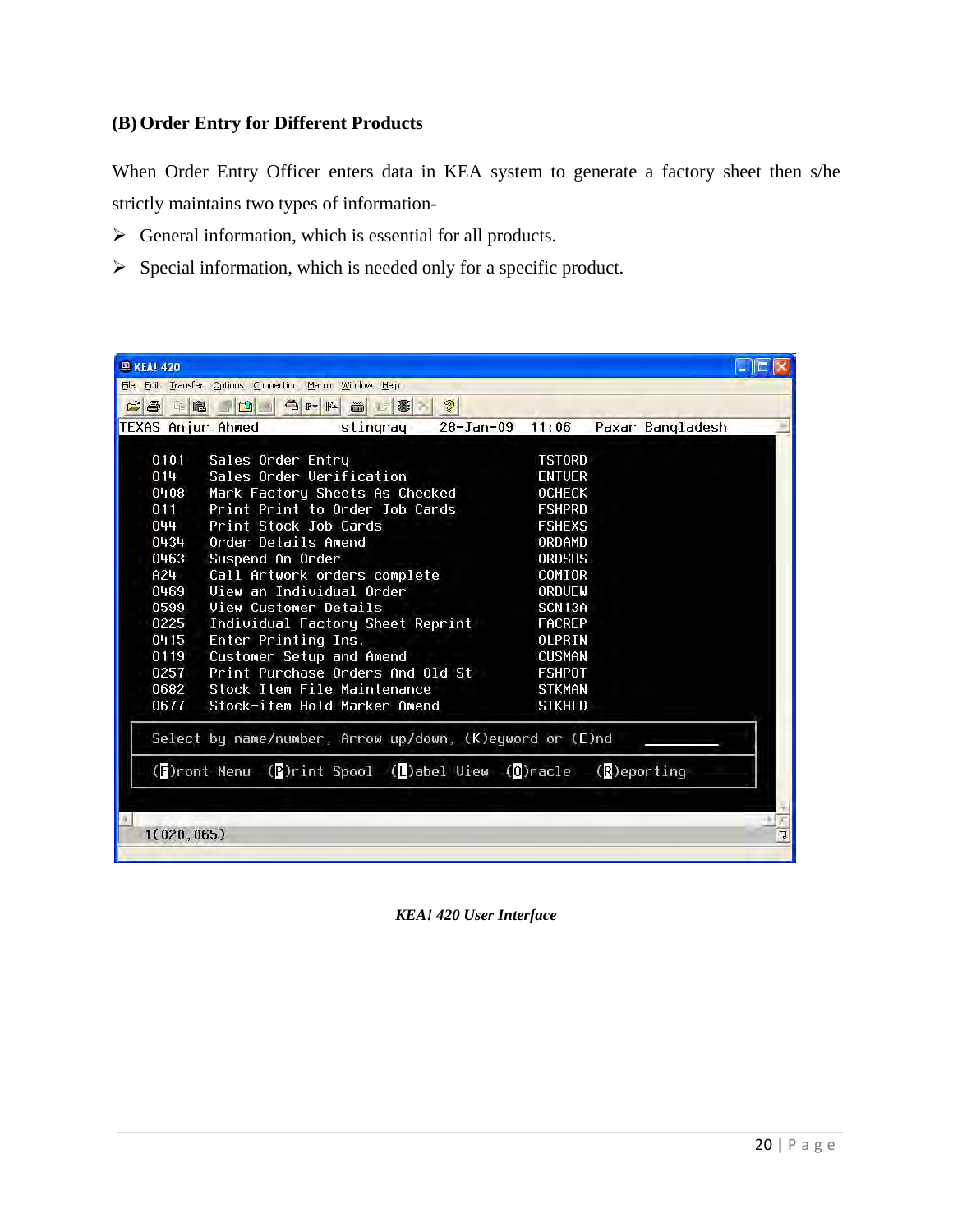### (B) Order Entry for Different Products

When Order Entry Officer enters data in KEA system to generate a factory sheet then s/he strictly maintains two types of information-

- General information, which is essential for all products.
- Special information, which is needed only for a specific product.

```
TEXAS Anjur Ahmed          stingray    28-Jan-09   11:06    Paxar Bangladesh

    0101   Sales Order Entry                        TSTORD
    014    Sales Order Verification                 ENTVER
    0408   Mark Factory Sheets As Checked           OCHECK
    011    Print Print to Order Job Cards           FSHPRD
    044    Print Stock Job Cards                    FSHEXS
    0434   Order Details Amend                      ORDAMD
    0463   Suspend An Order                         ORDSUS
    A24    Call Artwork orders complete             COMIOR
    0469   View an Individual Order                 ORDVEW
    0599   View Customer Details                    SCN13A
    0225   Individual Factory Sheet Reprint         FACREP
    0415   Enter Printing Ins.                      OLPRIN
    0119   Customer Setup and Amend                 CUSMAN
    0257   Print Purchase Orders And Old St         FSHPOT
    0682   Stock Item File Maintenance              STKMAN
    0677   Stock-item Hold Marker Amend             STKHLD

    Select by name/number, Arrow up/down, (K)eyword or (E)nd

    (F)ront Menu  (P)rint Spool  (L)abel View  (O)racle   (R)eporting

  1(020,065)
```

*KEA! 420 User Interface*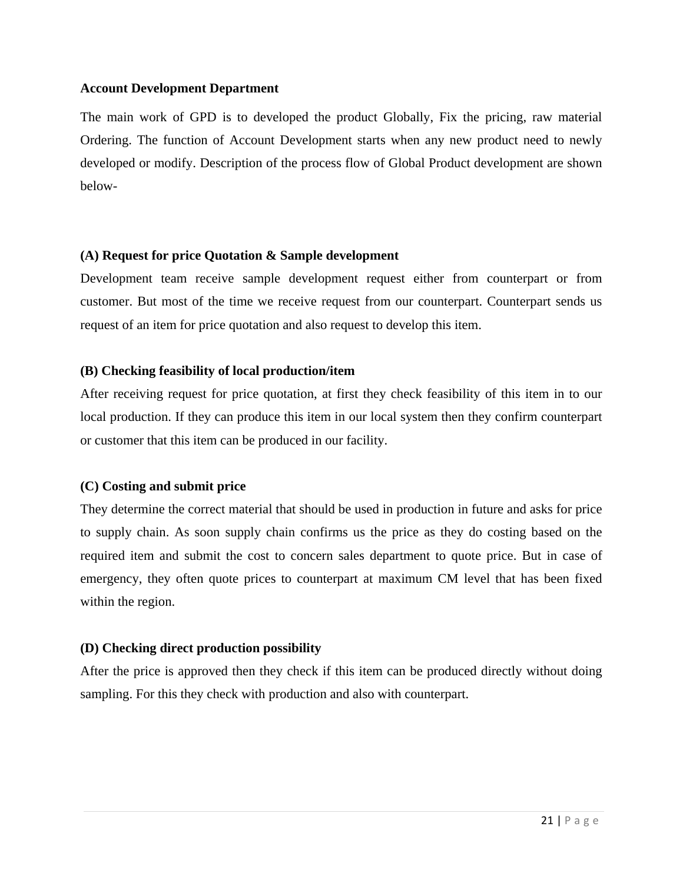**Account Development Department**

The main work of GPD is to developed the product Globally, Fix the pricing, raw material Ordering. The function of Account Development starts when any new product need to newly developed or modify. Description of the process flow of Global Product development are shown below-

**(A) Request for price Quotation & Sample development**

Development team receive sample development request either from counterpart or from customer. But most of the time we receive request from our counterpart. Counterpart sends us request of an item for price quotation and also request to develop this item.

**(B) Checking feasibility of local production/item**

After receiving request for price quotation, at first they check feasibility of this item in to our local production. If they can produce this item in our local system then they confirm counterpart or customer that this item can be produced in our facility.

**(C) Costing and submit price**

They determine the correct material that should be used in production in future and asks for price to supply chain. As soon supply chain confirms us the price as they do costing based on the required item and submit the cost to concern sales department to quote price. But in case of emergency, they often quote prices to counterpart at maximum CM level that has been fixed within the region.

**(D) Checking direct production possibility**

After the price is approved then they check if this item can be produced directly without doing sampling. For this they check with production and also with counterpart.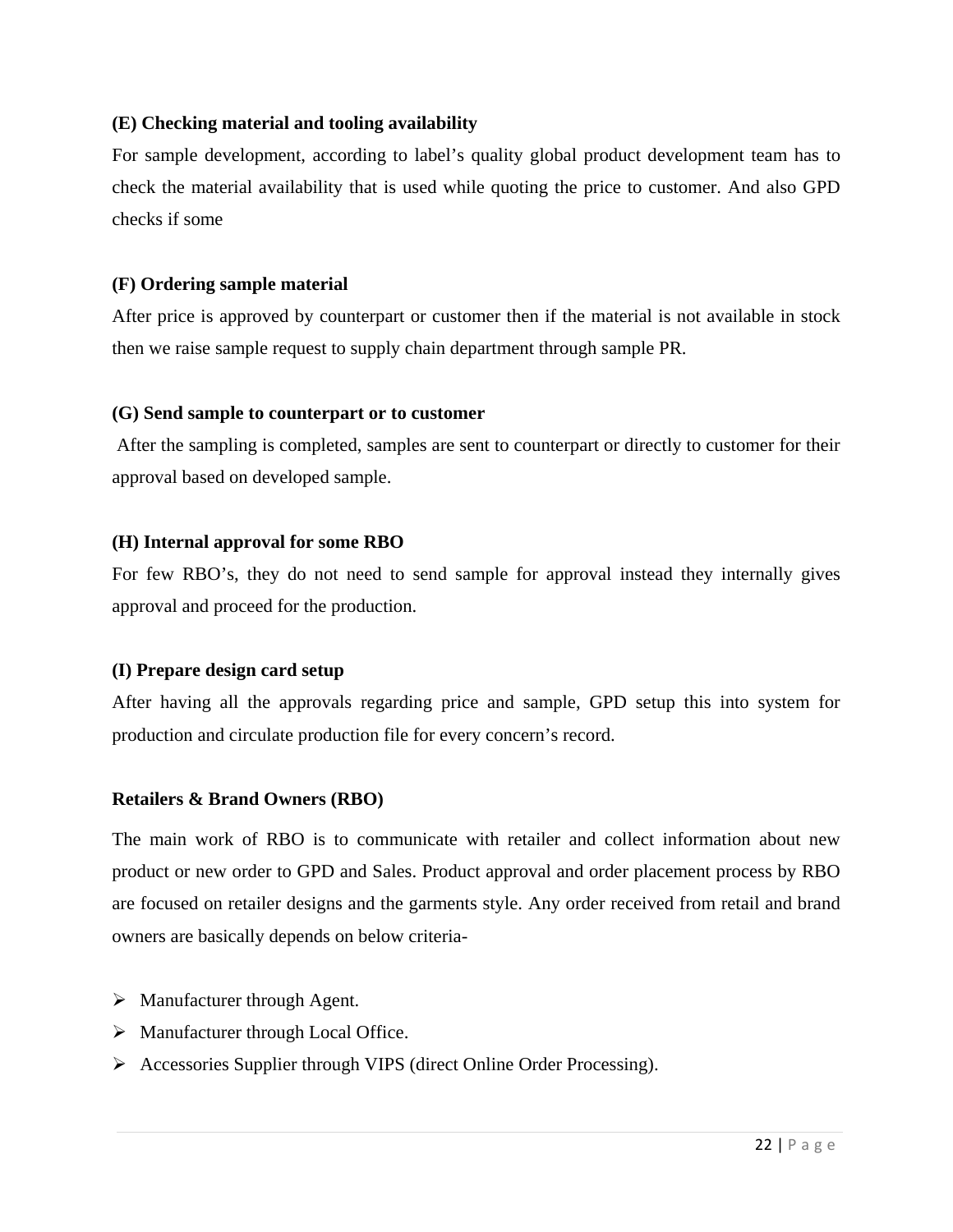**(E) Checking material and tooling availability**

For sample development, according to label's quality global product development team has to check the material availability that is used while quoting the price to customer. And also GPD checks if some

**(F) Ordering sample material**

After price is approved by counterpart or customer then if the material is not available in stock then we raise sample request to supply chain department through sample PR.

**(G) Send sample to counterpart or to customer**

After the sampling is completed, samples are sent to counterpart or directly to customer for their approval based on developed sample.

**(H) Internal approval for some RBO**

For few RBO's, they do not need to send sample for approval instead they internally gives approval and proceed for the production.

**(I) Prepare design card setup**

After having all the approvals regarding price and sample, GPD setup this into system for production and circulate production file for every concern's record.

**Retailers & Brand Owners (RBO)**

The main work of RBO is to communicate with retailer and collect information about new product or new order to GPD and Sales. Product approval and order placement process by RBO are focused on retailer designs and the garments style. Any order received from retail and brand owners are basically depends on below criteria-

- Manufacturer through Agent.
- Manufacturer through Local Office.
- Accessories Supplier through VIPS (direct Online Order Processing).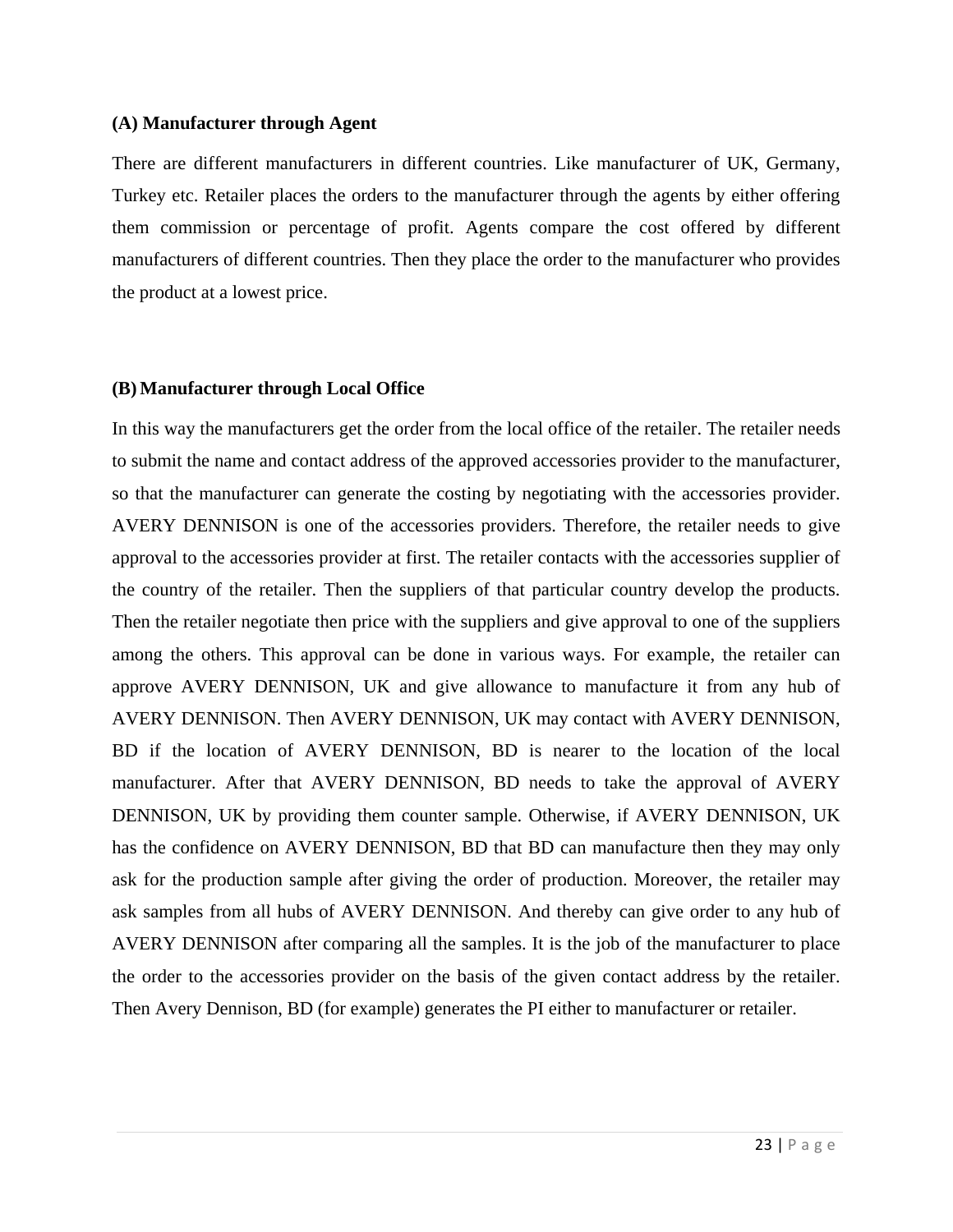**(A) Manufacturer through Agent**

There are different manufacturers in different countries. Like manufacturer of UK, Germany, Turkey etc. Retailer places the orders to the manufacturer through the agents by either offering them commission or percentage of profit. Agents compare the cost offered by different manufacturers of different countries. Then they place the order to the manufacturer who provides the product at a lowest price.

**(B) Manufacturer through Local Office**

In this way the manufacturers get the order from the local office of the retailer. The retailer needs to submit the name and contact address of the approved accessories provider to the manufacturer, so that the manufacturer can generate the costing by negotiating with the accessories provider. AVERY DENNISON is one of the accessories providers. Therefore, the retailer needs to give approval to the accessories provider at first. The retailer contacts with the accessories supplier of the country of the retailer. Then the suppliers of that particular country develop the products. Then the retailer negotiate then price with the suppliers and give approval to one of the suppliers among the others. This approval can be done in various ways. For example, the retailer can approve AVERY DENNISON, UK and give allowance to manufacture it from any hub of AVERY DENNISON. Then AVERY DENNISON, UK may contact with AVERY DENNISON, BD if the location of AVERY DENNISON, BD is nearer to the location of the local manufacturer. After that AVERY DENNISON, BD needs to take the approval of AVERY DENNISON, UK by providing them counter sample. Otherwise, if AVERY DENNISON, UK has the confidence on AVERY DENNISON, BD that BD can manufacture then they may only ask for the production sample after giving the order of production. Moreover, the retailer may ask samples from all hubs of AVERY DENNISON. And thereby can give order to any hub of AVERY DENNISON after comparing all the samples. It is the job of the manufacturer to place the order to the accessories provider on the basis of the given contact address by the retailer. Then Avery Dennison, BD (for example) generates the PI either to manufacturer or retailer.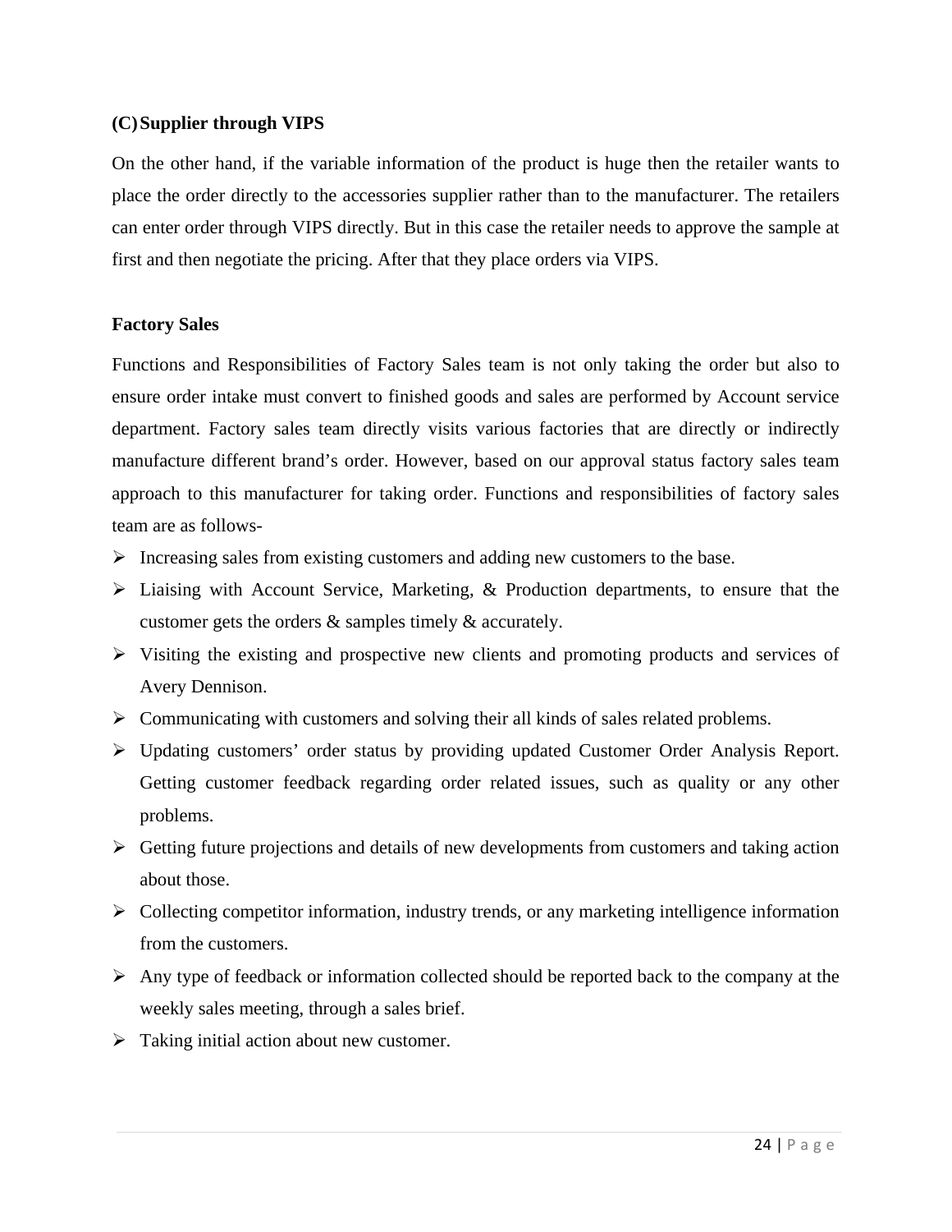### (C) Supplier through VIPS

On the other hand, if the variable information of the product is huge then the retailer wants to place the order directly to the accessories supplier rather than to the manufacturer. The retailers can enter order through VIPS directly. But in this case the retailer needs to approve the sample at first and then negotiate the pricing. After that they place orders via VIPS.

### Factory Sales

Functions and Responsibilities of Factory Sales team is not only taking the order but also to ensure order intake must convert to finished goods and sales are performed by Account service department. Factory sales team directly visits various factories that are directly or indirectly manufacture different brand's order. However, based on our approval status factory sales team approach to this manufacturer for taking order. Functions and responsibilities of factory sales team are as follows-

- Increasing sales from existing customers and adding new customers to the base.
- Liaising with Account Service, Marketing, & Production departments, to ensure that the customer gets the orders & samples timely & accurately.
- Visiting the existing and prospective new clients and promoting products and services of Avery Dennison.
- Communicating with customers and solving their all kinds of sales related problems.
- Updating customers' order status by providing updated Customer Order Analysis Report. Getting customer feedback regarding order related issues, such as quality or any other problems.
- Getting future projections and details of new developments from customers and taking action about those.
- Collecting competitor information, industry trends, or any marketing intelligence information from the customers.
- Any type of feedback or information collected should be reported back to the company at the weekly sales meeting, through a sales brief.
- Taking initial action about new customer.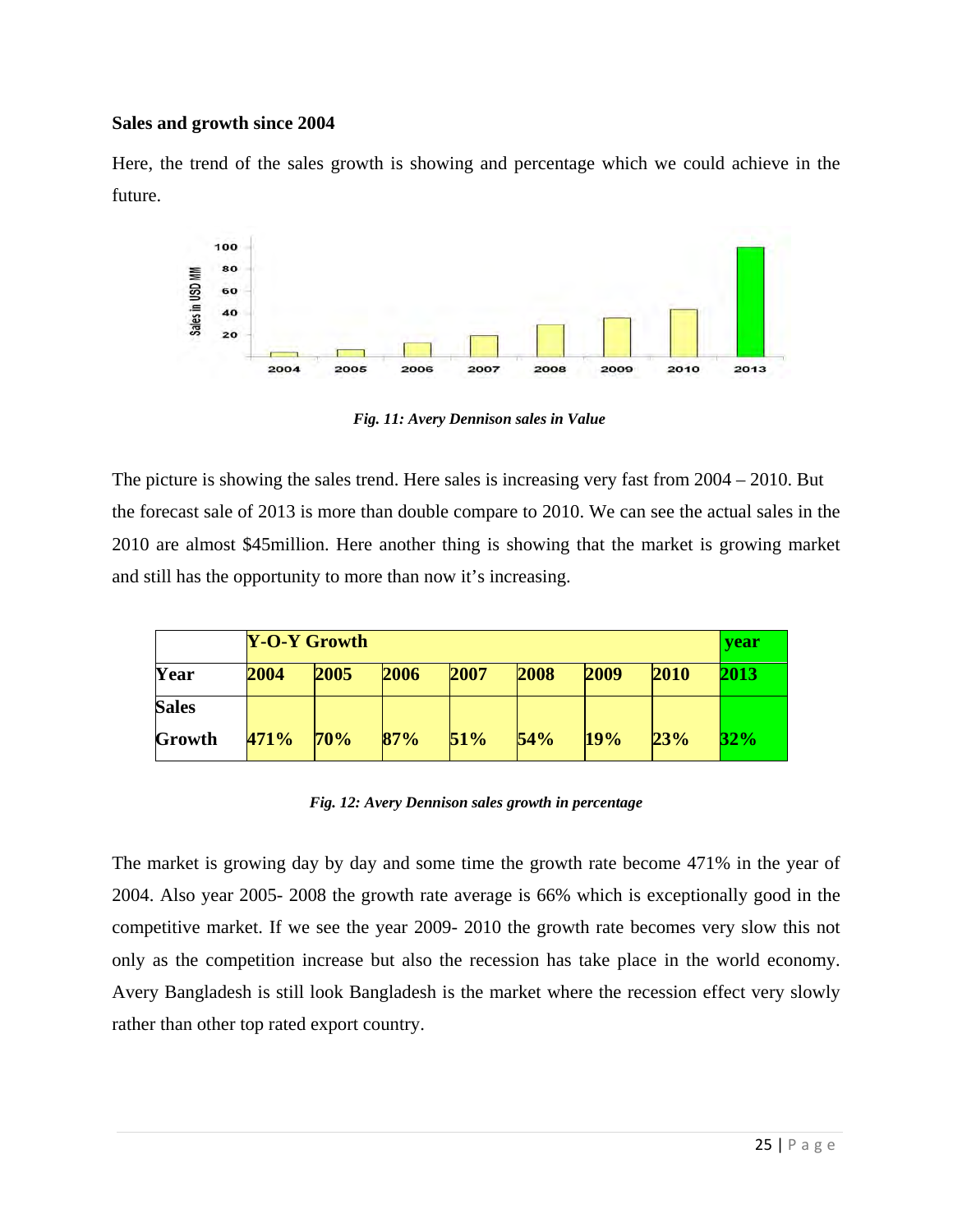**Sales and growth since 2004**

Here, the trend of the sales growth is showing and percentage which we could achieve in the future.

*Fig. 11: Avery Dennison sales in Value*

The picture is showing the sales trend. Here sales is increasing very fast from 2004 – 2010. But the forecast sale of 2013 is more than double compare to 2010. We can see the actual sales in the 2010 are almost $45million. Here another thing is showing that the market is growing market and still has the opportunity to more than now it's increasing.

| | **Y-O-Y Growth** | | | | | | | **year** |
|---|---|---|---|---|---|---|---|---|
| **Year** | **2004** | **2005** | **2006** | **2007** | **2008** | **2009** | **2010** | **2013** |
| **Sales Growth** | **471%** | **70%** | **87%** | **51%** | **54%** | **19%** | **23%** | **32%** |

*Fig. 12: Avery Dennison sales growth in percentage*

The market is growing day by day and some time the growth rate become 471% in the year of 2004. Also year 2005- 2008 the growth rate average is 66% which is exceptionally good in the competitive market. If we see the year 2009- 2010 the growth rate becomes very slow this not only as the competition increase but also the recession has take place in the world economy. Avery Bangladesh is still look Bangladesh is the market where the recession effect very slowly rather than other top rated export country.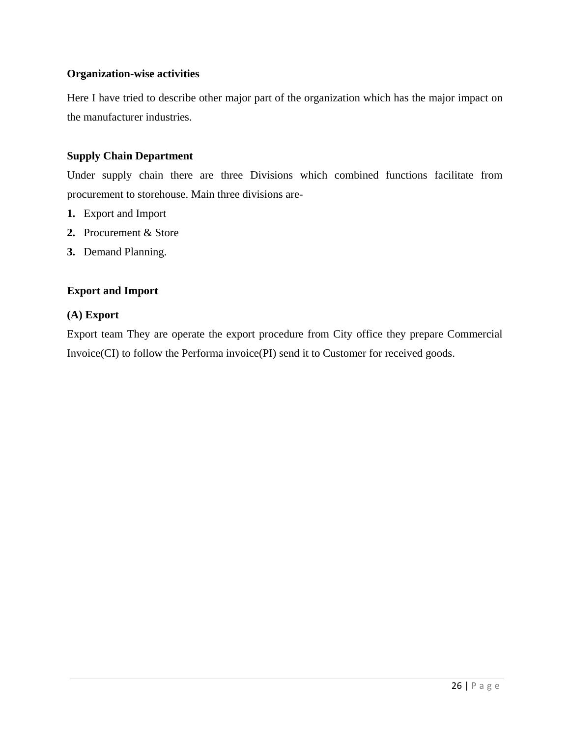**Organization-wise activities**

Here I have tried to describe other major part of the organization which has the major impact on the manufacturer industries.

**Supply Chain Department**

Under supply chain there are three Divisions which combined functions facilitate from procurement to storehouse. Main three divisions are-

1. Export and Import
2. Procurement & Store
3. Demand Planning.

**Export and Import**

**(A) Export**

Export team They are operate the export procedure from City office they prepare Commercial Invoice(CI) to follow the Performa invoice(PI) send it to Customer for received goods.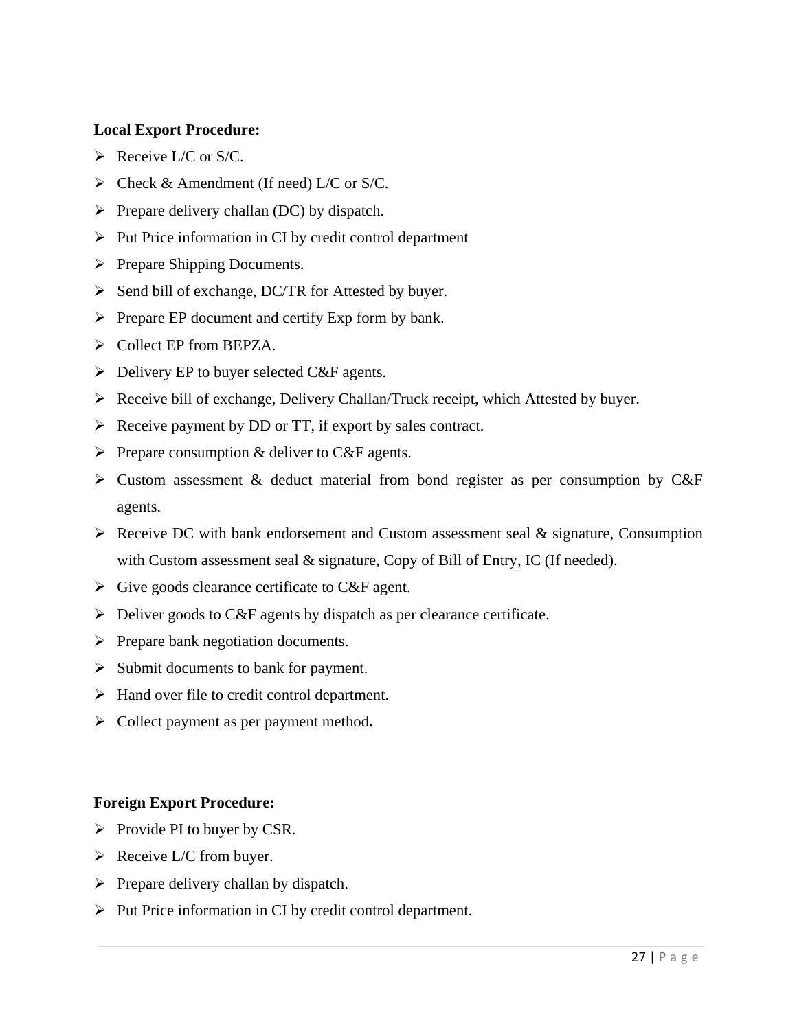**Local Export Procedure:**

- Receive L/C or S/C.
- Check & Amendment (If need) L/C or S/C.
- Prepare delivery challan (DC) by dispatch.
- Put Price information in CI by credit control department
- Prepare Shipping Documents.
- Send bill of exchange, DC/TR for Attested by buyer.
- Prepare EP document and certify Exp form by bank.
- Collect EP from BEPZA.
- Delivery EP to buyer selected C&F agents.
- Receive bill of exchange, Delivery Challan/Truck receipt, which Attested by buyer.
- Receive payment by DD or TT, if export by sales contract.
- Prepare consumption & deliver to C&F agents.
- Custom assessment & deduct material from bond register as per consumption by C&F agents.
- Receive DC with bank endorsement and Custom assessment seal & signature, Consumption with Custom assessment seal & signature, Copy of Bill of Entry, IC (If needed).
- Give goods clearance certificate to C&F agent.
- Deliver goods to C&F agents by dispatch as per clearance certificate.
- Prepare bank negotiation documents.
- Submit documents to bank for payment.
- Hand over file to credit control department.
- Collect payment as per payment method**.**

**Foreign Export Procedure:**

- Provide PI to buyer by CSR.
- Receive L/C from buyer.
- Prepare delivery challan by dispatch.
- Put Price information in CI by credit control department.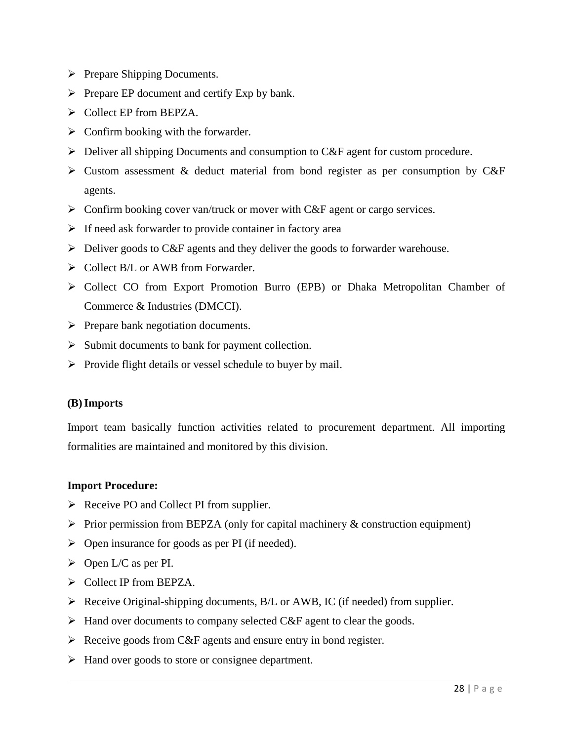- Prepare Shipping Documents.
- Prepare EP document and certify Exp by bank.
- Collect EP from BEPZA.
- Confirm booking with the forwarder.
- Deliver all shipping Documents and consumption to C&F agent for custom procedure.
- Custom assessment & deduct material from bond register as per consumption by C&F agents.
- Confirm booking cover van/truck or mover with C&F agent or cargo services.
- If need ask forwarder to provide container in factory area
- Deliver goods to C&F agents and they deliver the goods to forwarder warehouse.
- Collect B/L or AWB from Forwarder.
- Collect CO from Export Promotion Burro (EPB) or Dhaka Metropolitan Chamber of Commerce & Industries (DMCCI).
- Prepare bank negotiation documents.
- Submit documents to bank for payment collection.
- Provide flight details or vessel schedule to buyer by mail.

**(B) Imports**

Import team basically function activities related to procurement department. All importing formalities are maintained and monitored by this division.

**Import Procedure:**

- Receive PO and Collect PI from supplier.
- Prior permission from BEPZA (only for capital machinery & construction equipment)
- Open insurance for goods as per PI (if needed).
- Open L/C as per PI.
- Collect IP from BEPZA.
- Receive Original-shipping documents, B/L or AWB, IC (if needed) from supplier.
- Hand over documents to company selected C&F agent to clear the goods.
- Receive goods from C&F agents and ensure entry in bond register.
- Hand over goods to store or consignee department.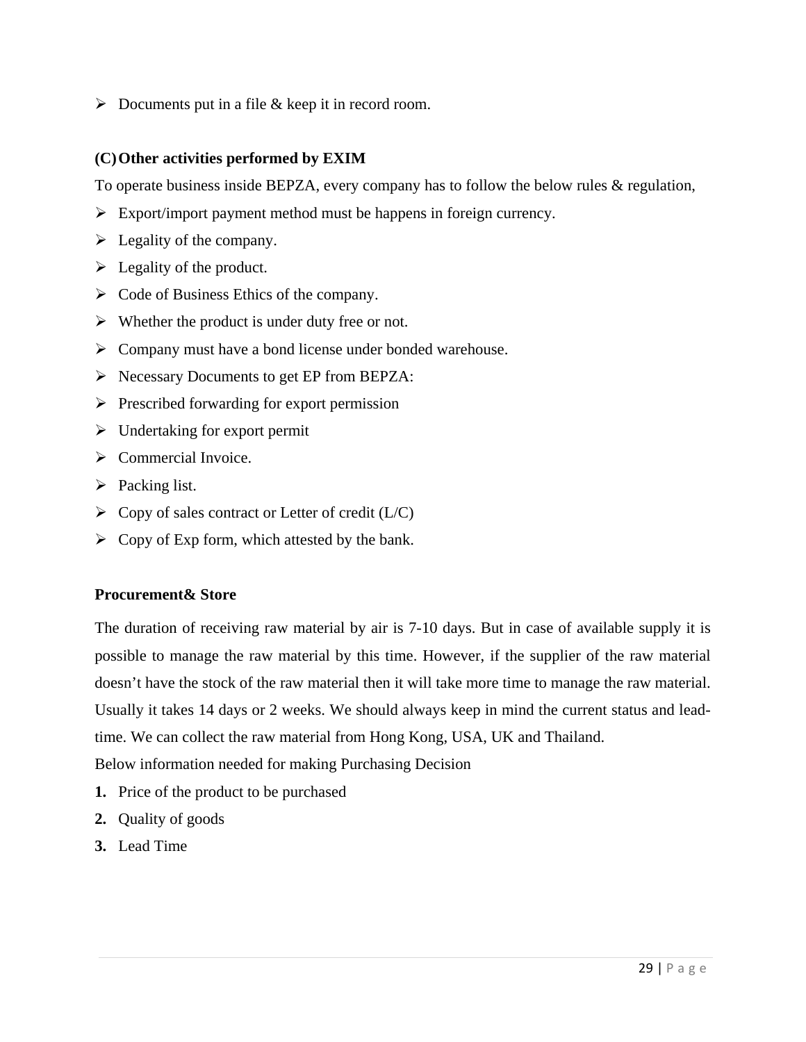- Documents put in a file & keep it in record room.

**(C) Other activities performed by EXIM**

To operate business inside BEPZA, every company has to follow the below rules & regulation,

- Export/import payment method must be happens in foreign currency.
- Legality of the company.
- Legality of the product.
- Code of Business Ethics of the company.
- Whether the product is under duty free or not.
- Company must have a bond license under bonded warehouse.
- Necessary Documents to get EP from BEPZA:
- Prescribed forwarding for export permission
- Undertaking for export permit
- Commercial Invoice.
- Packing list.
- Copy of sales contract or Letter of credit (L/C)
- Copy of Exp form, which attested by the bank.

**Procurement& Store**

The duration of receiving raw material by air is 7-10 days. But in case of available supply it is possible to manage the raw material by this time. However, if the supplier of the raw material doesn't have the stock of the raw material then it will take more time to manage the raw material. Usually it takes 14 days or 2 weeks. We should always keep in mind the current status and lead-time. We can collect the raw material from Hong Kong, USA, UK and Thailand.

Below information needed for making Purchasing Decision

1. Price of the product to be purchased
2. Quality of goods
3. Lead Time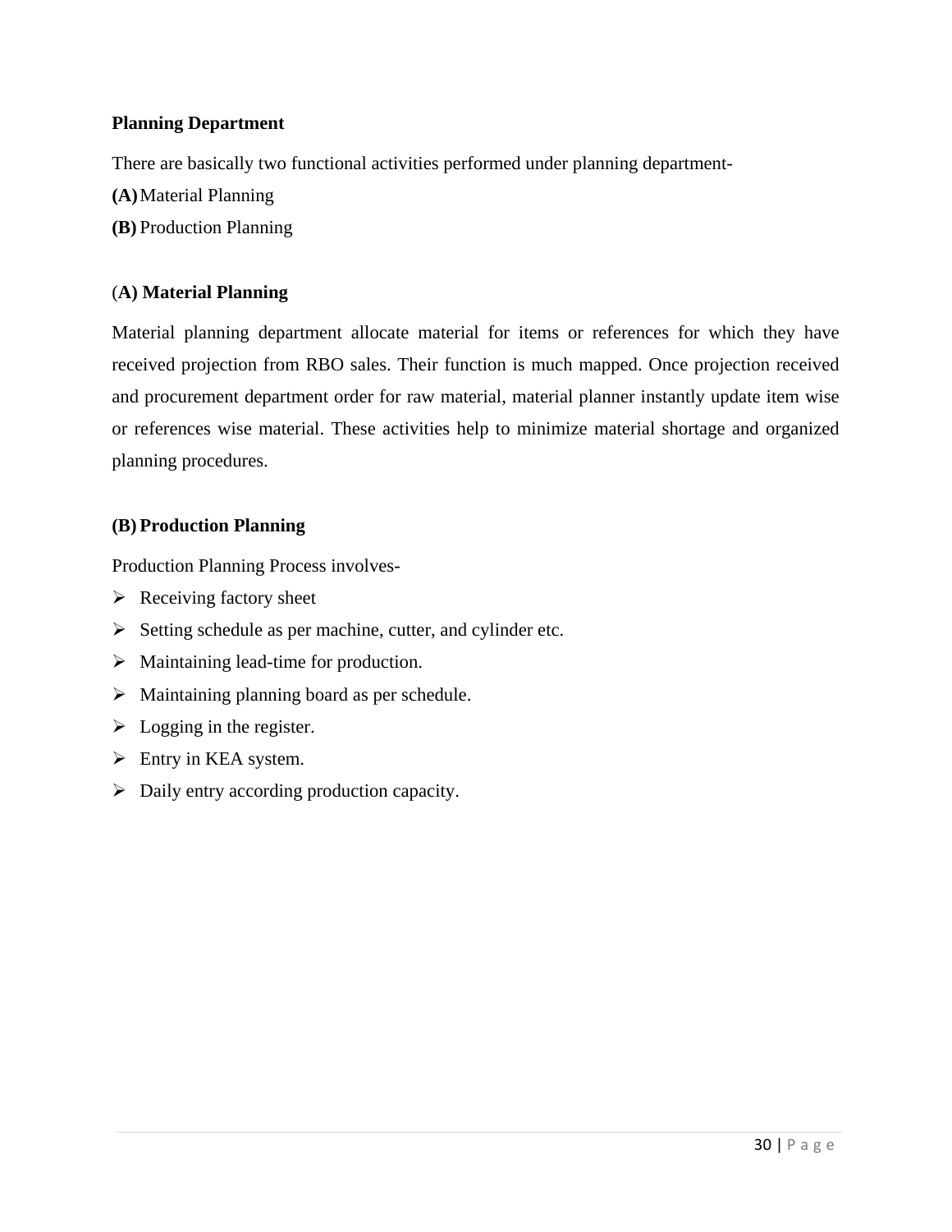**Planning Department**

There are basically two functional activities performed under planning department-

**(A)** Material Planning

**(B)** Production Planning

(**A) Material Planning**

Material planning department allocate material for items or references for which they have received projection from RBO sales. Their function is much mapped. Once projection received and procurement department order for raw material, material planner instantly update item wise or references wise material. These activities help to minimize material shortage and organized planning procedures.

**(B) Production Planning**

Production Planning Process involves-

- Receiving factory sheet
- Setting schedule as per machine, cutter, and cylinder etc.
- Maintaining lead-time for production.
- Maintaining planning board as per schedule.
- Logging in the register.
- Entry in KEA system.
- Daily entry according production capacity.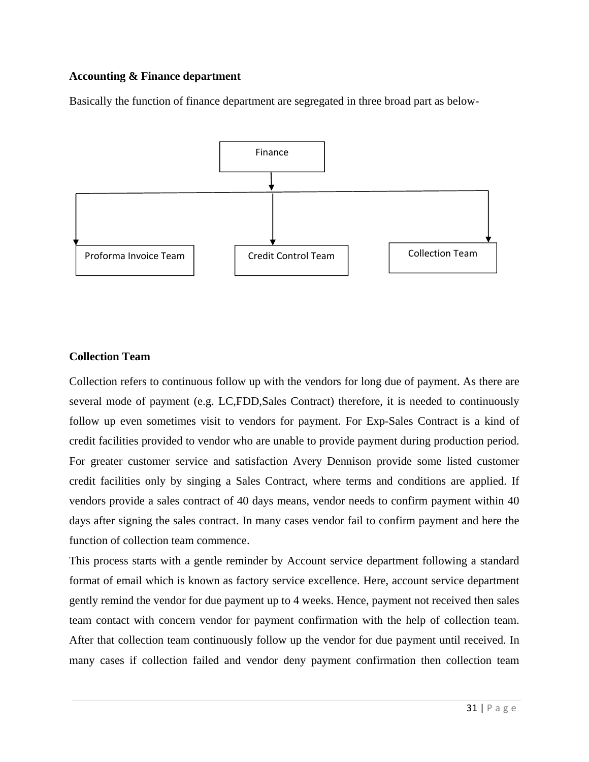**Accounting & Finance department**

Basically the function of finance department are segregated in three broad part as below-

Finance

Proforma Invoice Team | Credit Control Team | Collection Team

**Collection Team**

Collection refers to continuous follow up with the vendors for long due of payment. As there are several mode of payment (e.g. LC,FDD,Sales Contract) therefore, it is needed to continuously follow up even sometimes visit to vendors for payment. For Exp-Sales Contract is a kind of credit facilities provided to vendor who are unable to provide payment during production period. For greater customer service and satisfaction Avery Dennison provide some listed customer credit facilities only by singing a Sales Contract, where terms and conditions are applied. If vendors provide a sales contract of 40 days means, vendor needs to confirm payment within 40 days after signing the sales contract. In many cases vendor fail to confirm payment and here the function of collection team commence.

This process starts with a gentle reminder by Account service department following a standard format of email which is known as factory service excellence. Here, account service department gently remind the vendor for due payment up to 4 weeks. Hence, payment not received then sales team contact with concern vendor for payment confirmation with the help of collection team. After that collection team continuously follow up the vendor for due payment until received. In many cases if collection failed and vendor deny payment confirmation then collection team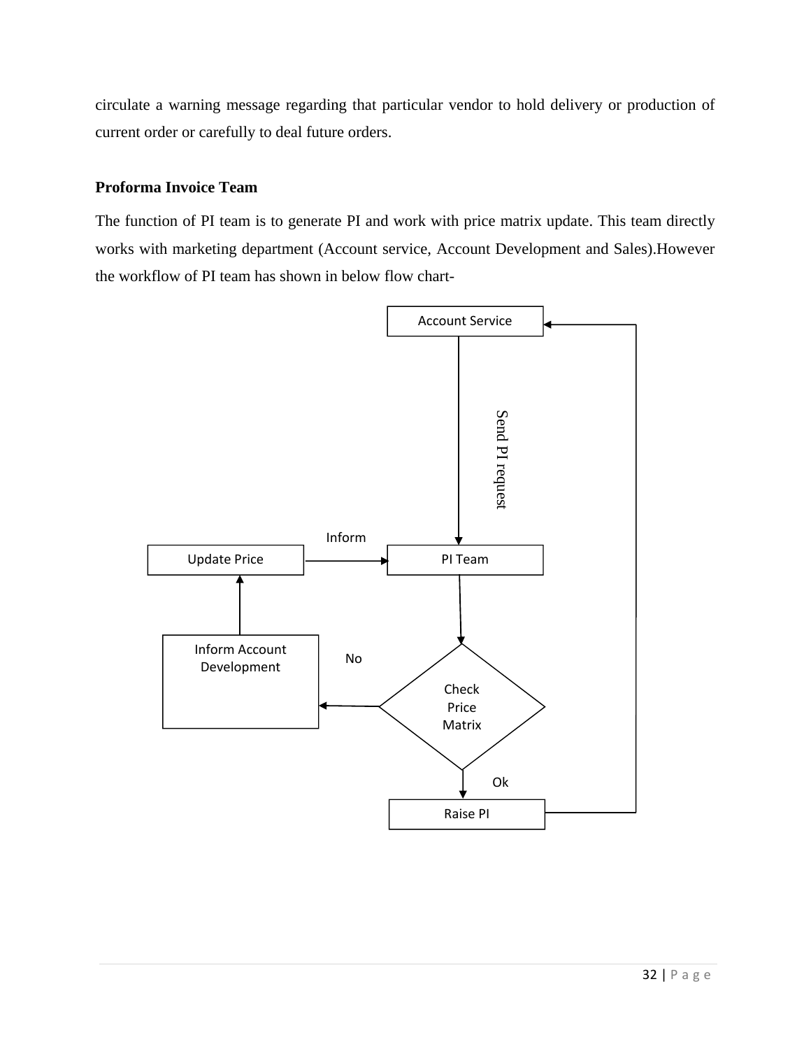circulate a warning message regarding that particular vendor to hold delivery or production of current order or carefully to deal future orders.

**Proforma Invoice Team**

The function of PI team is to generate PI and work with price matrix update. This team directly works with marketing department (Account service, Account Development and Sales).However the workflow of PI team has shown in below flow chart-

Account Service

Send PI request

Inform

Update Price

PI Team

Inform Account Development

No

Check Price Matrix

Ok

Raise PI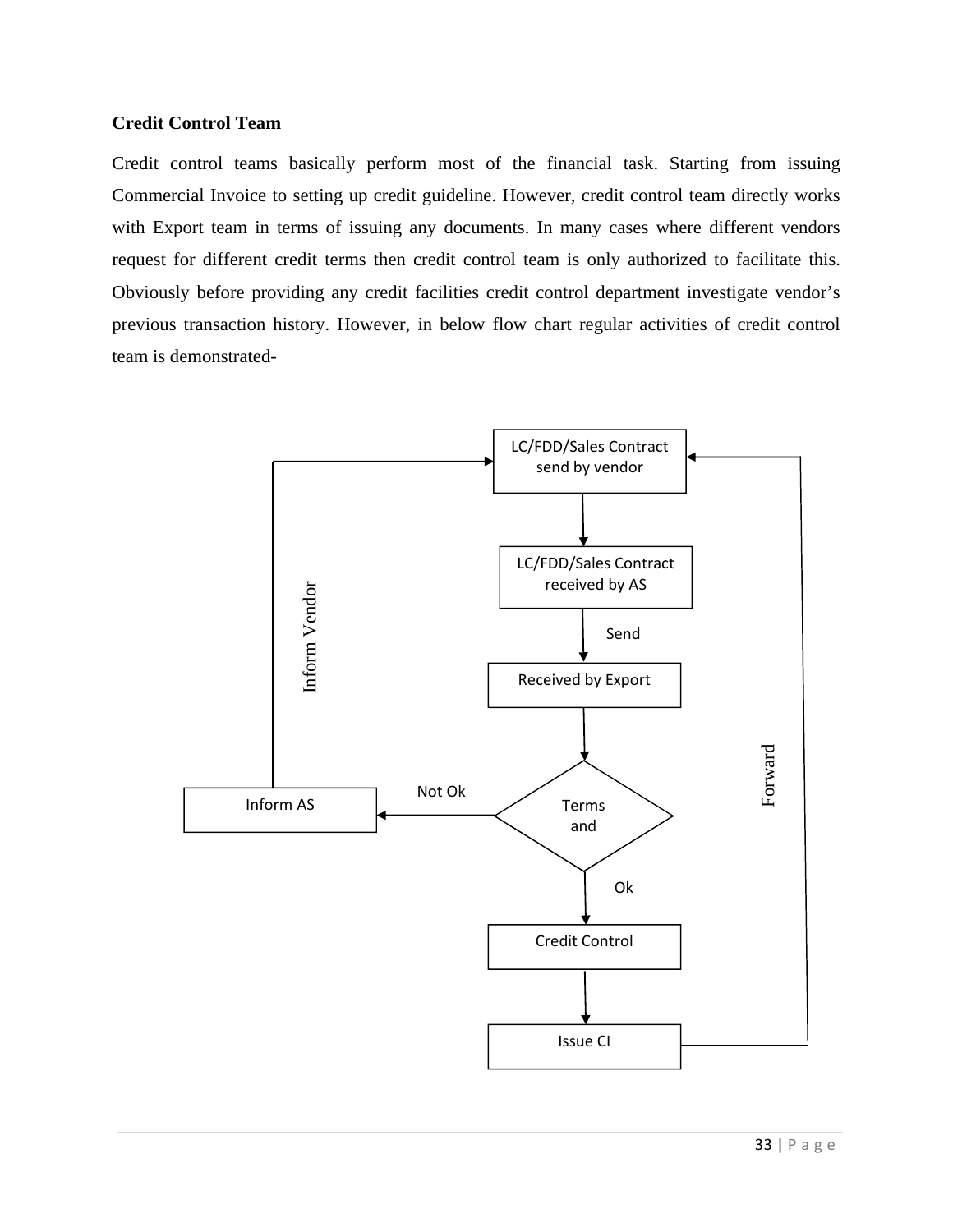**Credit Control Team**

Credit control teams basically perform most of the financial task. Starting from issuing Commercial Invoice to setting up credit guideline. However, credit control team directly works with Export team in terms of issuing any documents. In many cases where different vendors request for different credit terms then credit control team is only authorized to facilitate this. Obviously before providing any credit facilities credit control department investigate vendor's previous transaction history. However, in below flow chart regular activities of credit control team is demonstrated-

LC/FDD/Sales Contract send by vendor

LC/FDD/Sales Contract received by AS

Send

Received by Export

Terms and

Not Ok

Inform AS

Inform Vendor

Ok

Credit Control

Issue CI

Forward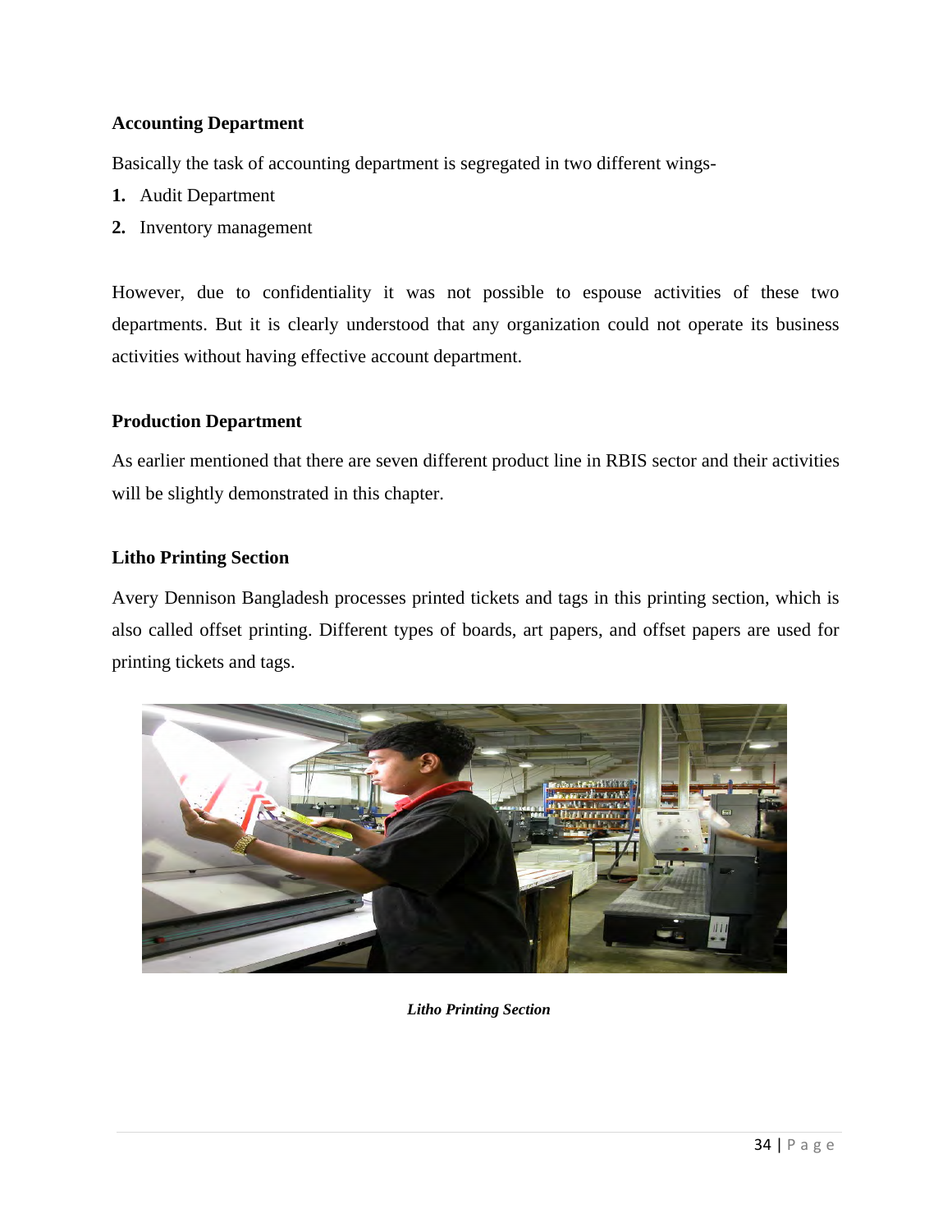**Accounting Department**

Basically the task of accounting department is segregated in two different wings-

1. Audit Department
2. Inventory management

However, due to confidentiality it was not possible to espouse activities of these two departments. But it is clearly understood that any organization could not operate its business activities without having effective account department.

**Production Department**

As earlier mentioned that there are seven different product line in RBIS sector and their activities will be slightly demonstrated in this chapter.

**Litho Printing Section**

Avery Dennison Bangladesh processes printed tickets and tags in this printing section, which is also called offset printing. Different types of boards, art papers, and offset papers are used for printing tickets and tags.

***Litho Printing Section***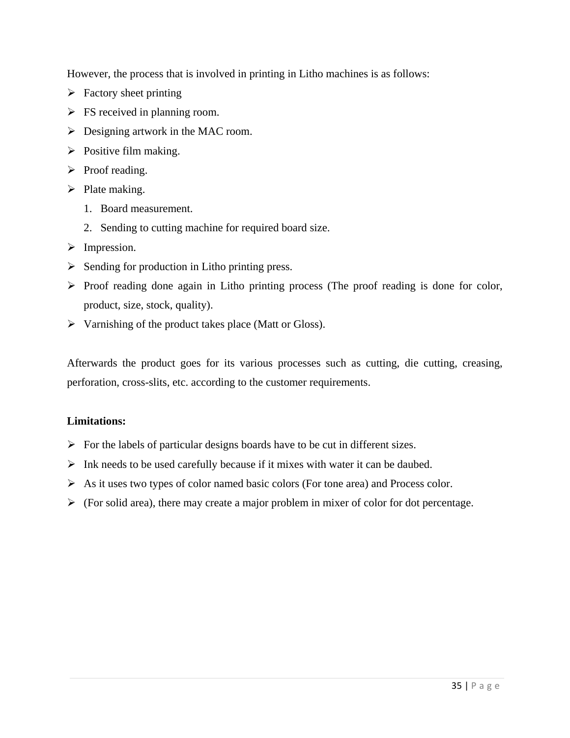However, the process that is involved in printing in Litho machines is as follows:

- Factory sheet printing
- FS received in planning room.
- Designing artwork in the MAC room.
- Positive film making.
- Proof reading.
- Plate making.
    1. Board measurement.
    2. Sending to cutting machine for required board size.
- Impression.
- Sending for production in Litho printing press.
- Proof reading done again in Litho printing process (The proof reading is done for color, product, size, stock, quality).
- Varnishing of the product takes place (Matt or Gloss).

Afterwards the product goes for its various processes such as cutting, die cutting, creasing, perforation, cross-slits, etc. according to the customer requirements.

**Limitations:**

- For the labels of particular designs boards have to be cut in different sizes.
- Ink needs to be used carefully because if it mixes with water it can be daubed.
- As it uses two types of color named basic colors (For tone area) and Process color.
- (For solid area), there may create a major problem in mixer of color for dot percentage.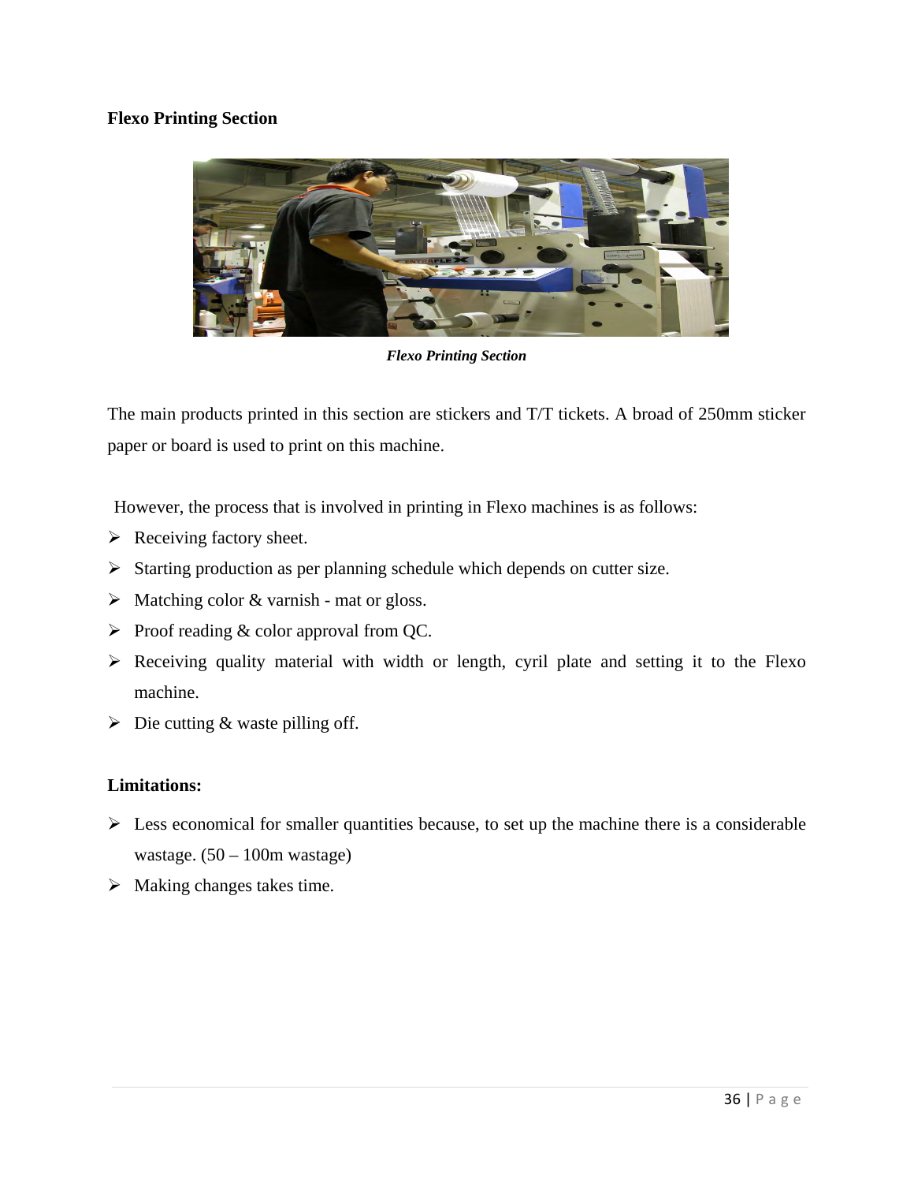**Flexo Printing Section**

*Flexo Printing Section*

The main products printed in this section are stickers and T/T tickets. A broad of 250mm sticker paper or board is used to print on this machine.

However, the process that is involved in printing in Flexo machines is as follows:

- Receiving factory sheet.
- Starting production as per planning schedule which depends on cutter size.
- Matching color & varnish - mat or gloss.
- Proof reading & color approval from QC.
- Receiving quality material with width or length, cyril plate and setting it to the Flexo machine.
- Die cutting & waste pilling off.

**Limitations:**

- Less economical for smaller quantities because, to set up the machine there is a considerable wastage. (50 – 100m wastage)
- Making changes takes time.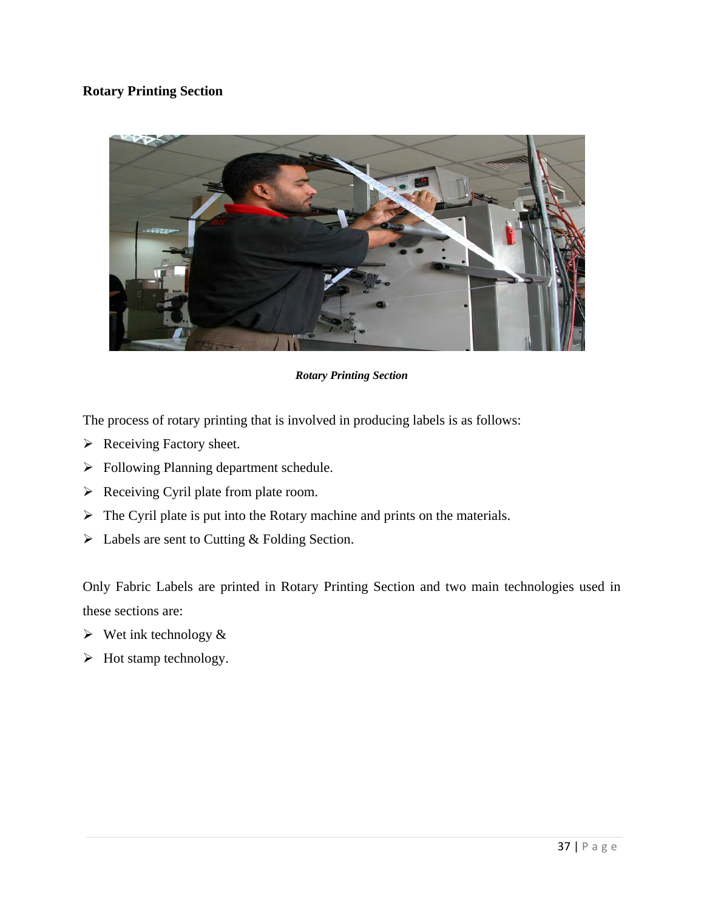### Rotary Printing Section

*Rotary Printing Section*

The process of rotary printing that is involved in producing labels is as follows:

- Receiving Factory sheet.
- Following Planning department schedule.
- Receiving Cyril plate from plate room.
- The Cyril plate is put into the Rotary machine and prints on the materials.
- Labels are sent to Cutting & Folding Section.

Only Fabric Labels are printed in Rotary Printing Section and two main technologies used in these sections are:

- Wet ink technology &
- Hot stamp technology.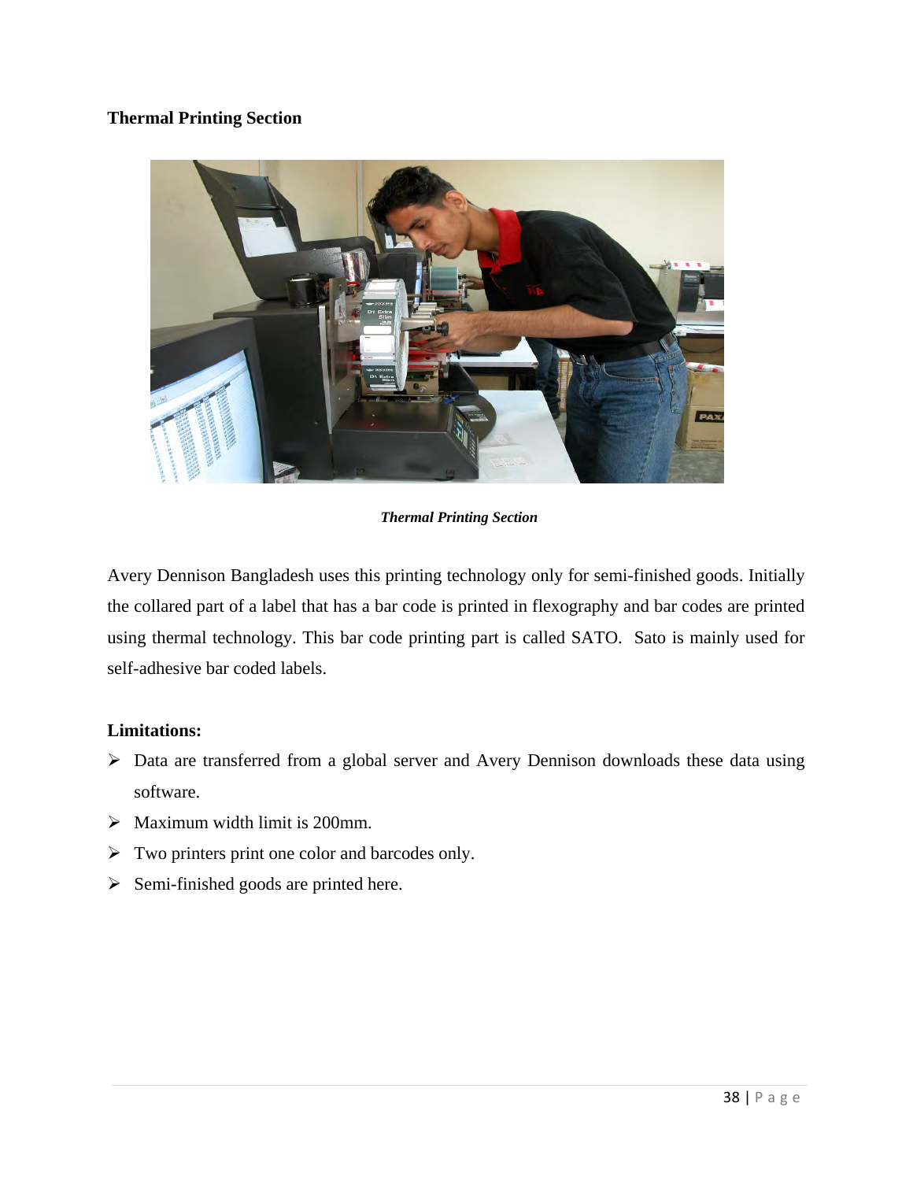**Thermal Printing Section**

*Thermal Printing Section*

Avery Dennison Bangladesh uses this printing technology only for semi-finished goods. Initially the collared part of a label that has a bar code is printed in flexography and bar codes are printed using thermal technology. This bar code printing part is called SATO. Sato is mainly used for self-adhesive bar coded labels.

**Limitations:**

- Data are transferred from a global server and Avery Dennison downloads these data using software.
- Maximum width limit is 200mm.
- Two printers print one color and barcodes only.
- Semi-finished goods are printed here.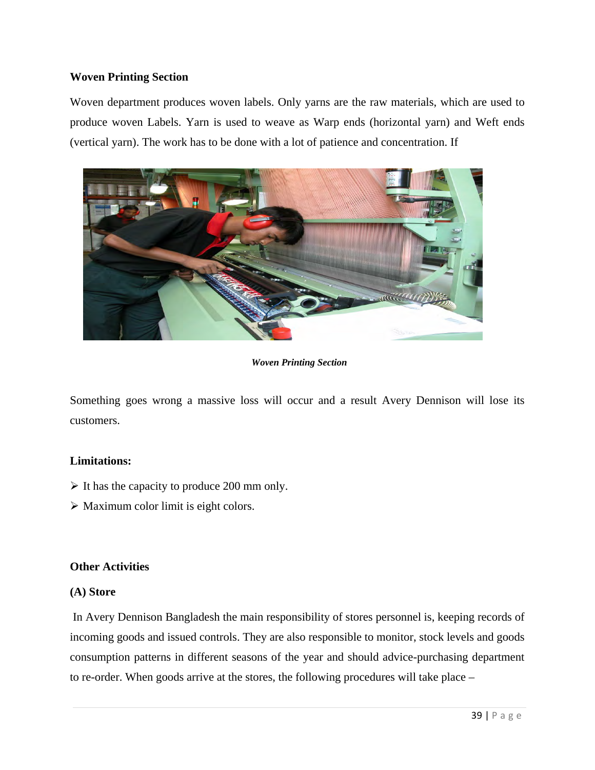**Woven Printing Section**

Woven department produces woven labels. Only yarns are the raw materials, which are used to produce woven Labels. Yarn is used to weave as Warp ends (horizontal yarn) and Weft ends (vertical yarn). The work has to be done with a lot of patience and concentration. If

*Woven Printing Section*

Something goes wrong a massive loss will occur and a result Avery Dennison will lose its customers.

**Limitations:**

- It has the capacity to produce 200 mm only.
- Maximum color limit is eight colors.

**Other Activities**

**(A) Store**

In Avery Dennison Bangladesh the main responsibility of stores personnel is, keeping records of incoming goods and issued controls. They are also responsible to monitor, stock levels and goods consumption patterns in different seasons of the year and should advice-purchasing department to re-order. When goods arrive at the stores, the following procedures will take place –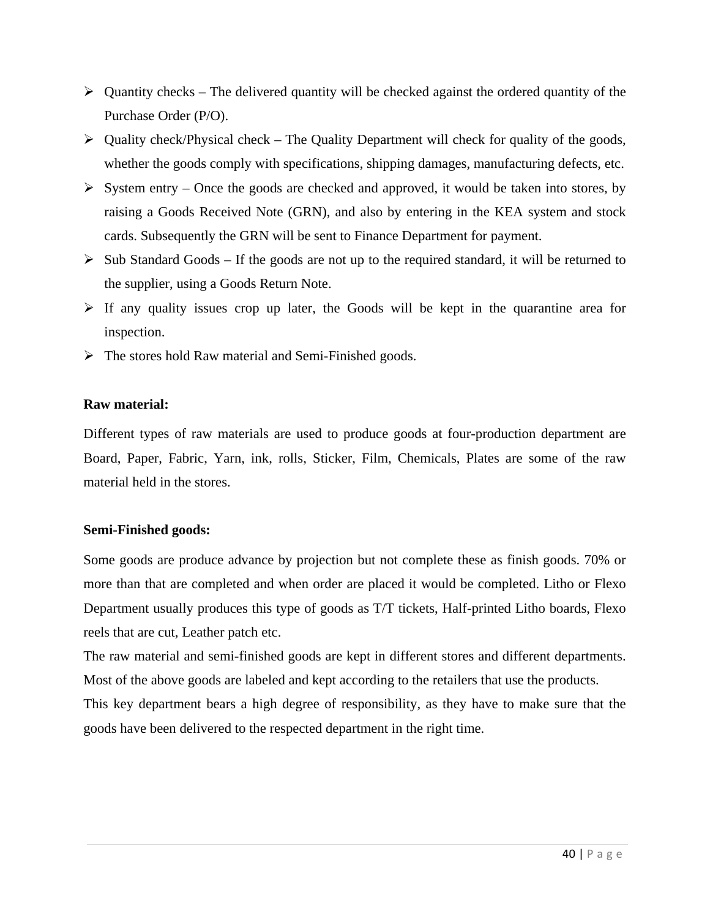- Quantity checks – The delivered quantity will be checked against the ordered quantity of the Purchase Order (P/O).
- Quality check/Physical check – The Quality Department will check for quality of the goods, whether the goods comply with specifications, shipping damages, manufacturing defects, etc.
- System entry – Once the goods are checked and approved, it would be taken into stores, by raising a Goods Received Note (GRN), and also by entering in the KEA system and stock cards. Subsequently the GRN will be sent to Finance Department for payment.
- Sub Standard Goods – If the goods are not up to the required standard, it will be returned to the supplier, using a Goods Return Note.
- If any quality issues crop up later, the Goods will be kept in the quarantine area for inspection.
- The stores hold Raw material and Semi-Finished goods.

**Raw material:**

Different types of raw materials are used to produce goods at four-production department are Board, Paper, Fabric, Yarn, ink, rolls, Sticker, Film, Chemicals, Plates are some of the raw material held in the stores.

**Semi-Finished goods:**

Some goods are produce advance by projection but not complete these as finish goods. 70% or more than that are completed and when order are placed it would be completed. Litho or Flexo Department usually produces this type of goods as T/T tickets, Half-printed Litho boards, Flexo reels that are cut, Leather patch etc.

The raw material and semi-finished goods are kept in different stores and different departments. Most of the above goods are labeled and kept according to the retailers that use the products.

This key department bears a high degree of responsibility, as they have to make sure that the goods have been delivered to the respected department in the right time.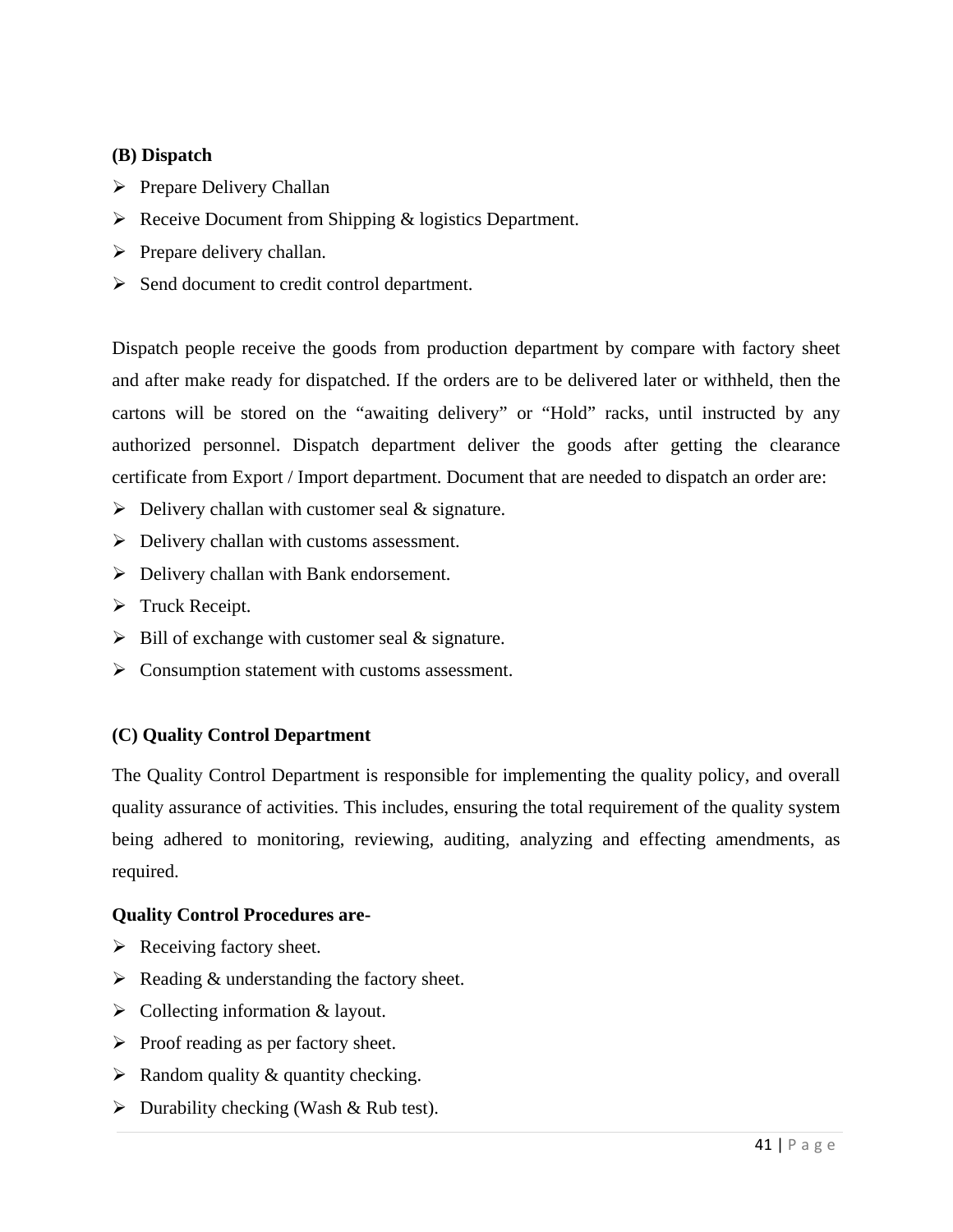**(B) Dispatch**

- Prepare Delivery Challan
- Receive Document from Shipping & logistics Department.
- Prepare delivery challan.
- Send document to credit control department.

Dispatch people receive the goods from production department by compare with factory sheet and after make ready for dispatched. If the orders are to be delivered later or withheld, then the cartons will be stored on the “awaiting delivery” or “Hold” racks, until instructed by any authorized personnel. Dispatch department deliver the goods after getting the clearance certificate from Export / Import department. Document that are needed to dispatch an order are:

- Delivery challan with customer seal & signature.
- Delivery challan with customs assessment.
- Delivery challan with Bank endorsement.
- Truck Receipt.
- Bill of exchange with customer seal & signature.
- Consumption statement with customs assessment.

**(C) Quality Control Department**

The Quality Control Department is responsible for implementing the quality policy, and overall quality assurance of activities. This includes, ensuring the total requirement of the quality system being adhered to monitoring, reviewing, auditing, analyzing and effecting amendments, as required.

**Quality Control Procedures are-**

- Receiving factory sheet.
- Reading & understanding the factory sheet.
- Collecting information & layout.
- Proof reading as per factory sheet.
- Random quality & quantity checking.
- Durability checking (Wash & Rub test).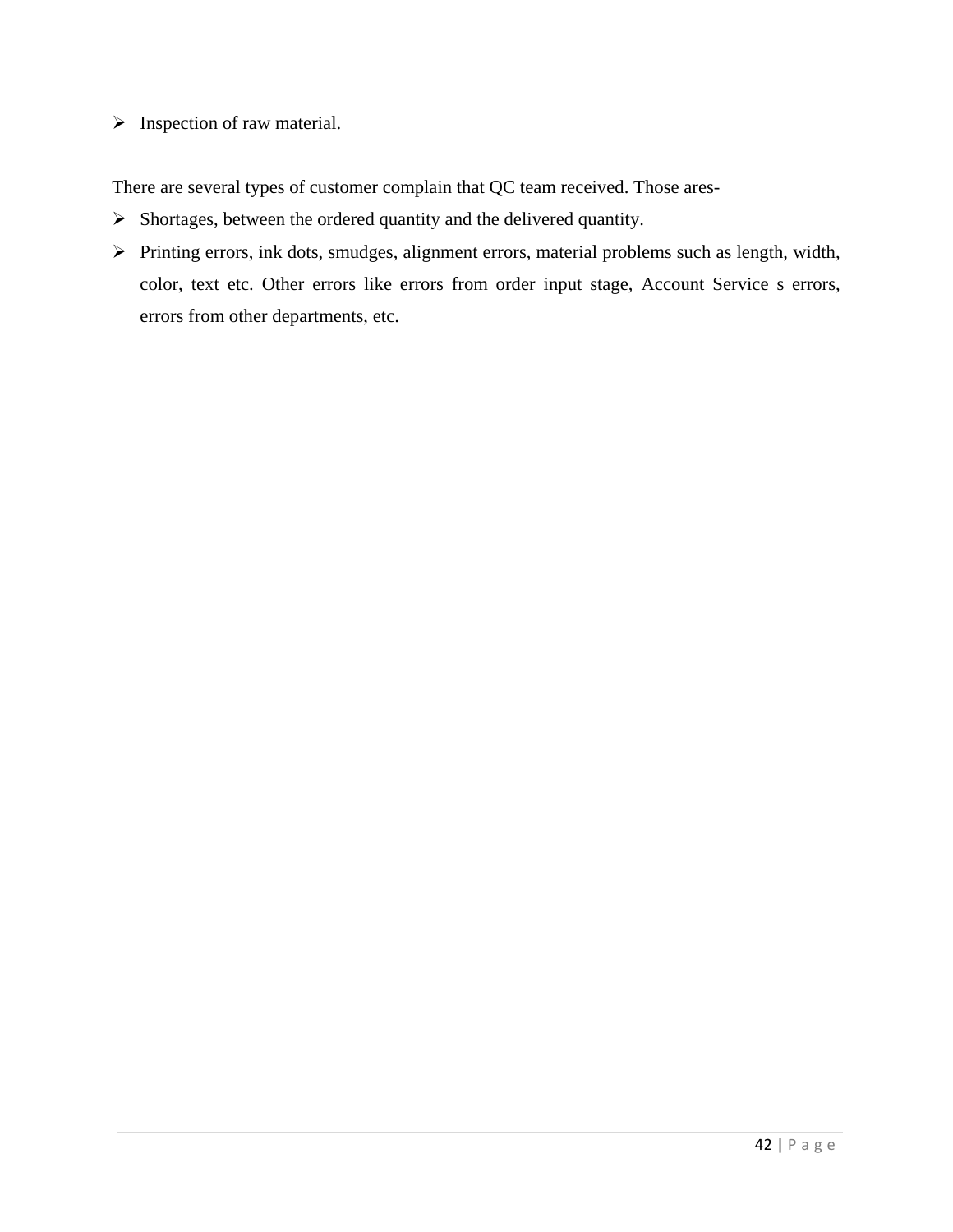- Inspection of raw material.

There are several types of customer complain that QC team received. Those ares-

- Shortages, between the ordered quantity and the delivered quantity.
- Printing errors, ink dots, smudges, alignment errors, material problems such as length, width, color, text etc. Other errors like errors from order input stage, Account Service s errors, errors from other departments, etc.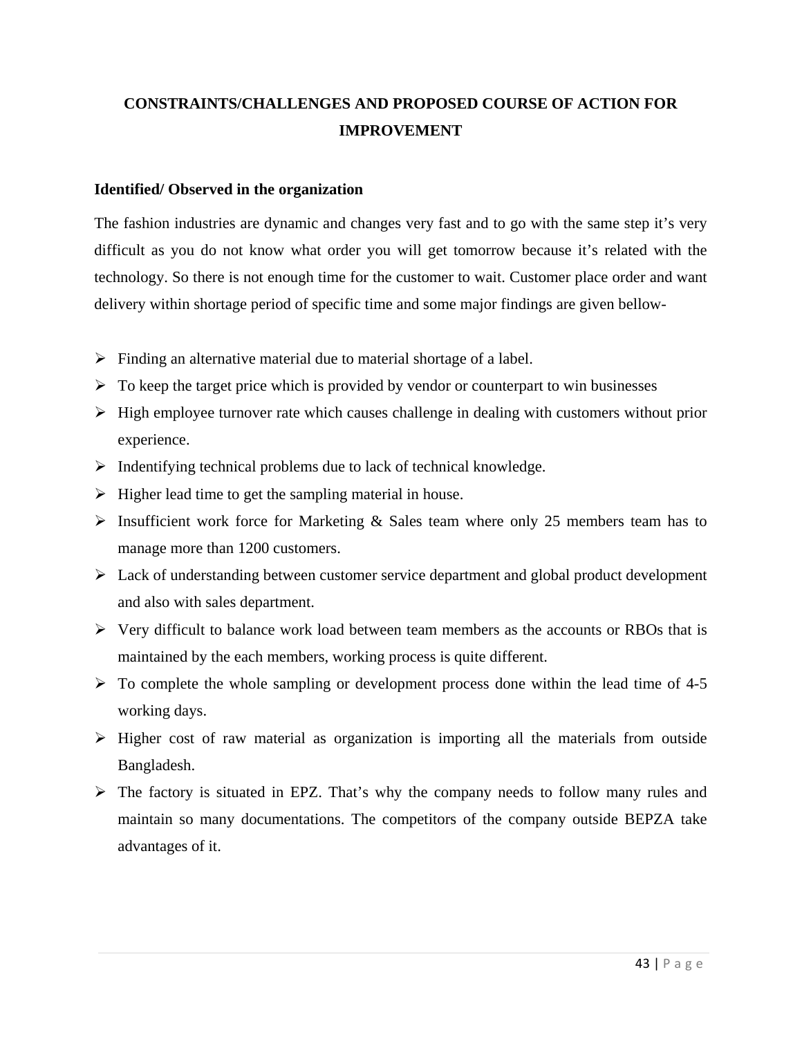# CONSTRAINTS/CHALLENGES AND PROPOSED COURSE OF ACTION FOR IMPROVEMENT

## Identified/ Observed in the organization

The fashion industries are dynamic and changes very fast and to go with the same step it's very difficult as you do not know what order you will get tomorrow because it's related with the technology. So there is not enough time for the customer to wait. Customer place order and want delivery within shortage period of specific time and some major findings are given bellow-

- Finding an alternative material due to material shortage of a label.
- To keep the target price which is provided by vendor or counterpart to win businesses
- High employee turnover rate which causes challenge in dealing with customers without prior experience.
- Indentifying technical problems due to lack of technical knowledge.
- Higher lead time to get the sampling material in house.
- Insufficient work force for Marketing & Sales team where only 25 members team has to manage more than 1200 customers.
- Lack of understanding between customer service department and global product development and also with sales department.
- Very difficult to balance work load between team members as the accounts or RBOs that is maintained by the each members, working process is quite different.
- To complete the whole sampling or development process done within the lead time of 4-5 working days.
- Higher cost of raw material as organization is importing all the materials from outside Bangladesh.
- The factory is situated in EPZ. That's why the company needs to follow many rules and maintain so many documentations. The competitors of the company outside BEPZA take advantages of it.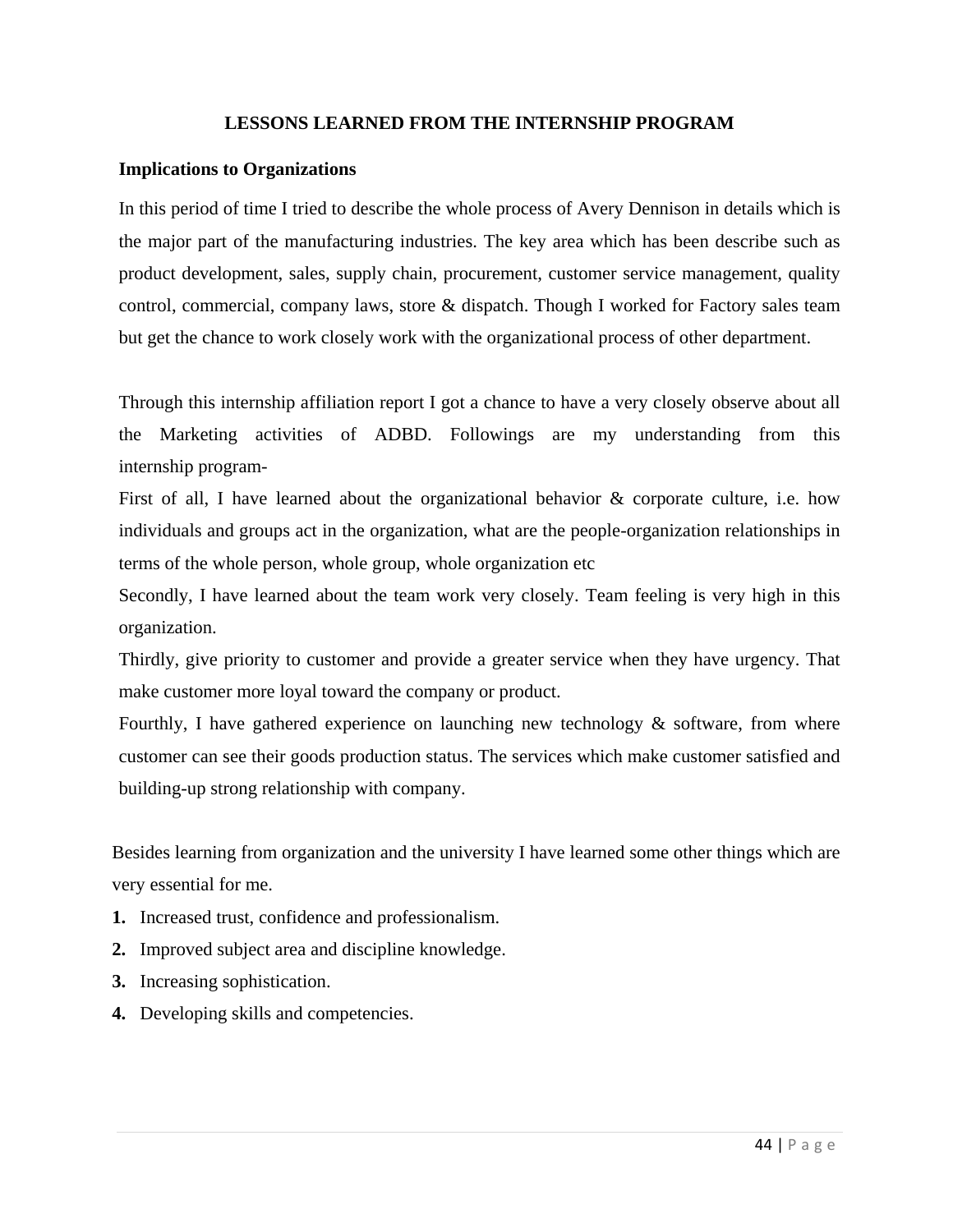# LESSONS LEARNED FROM THE INTERNSHIP PROGRAM

## Implications to Organizations

In this period of time I tried to describe the whole process of Avery Dennison in details which is the major part of the manufacturing industries. The key area which has been describe such as product development, sales, supply chain, procurement, customer service management, quality control, commercial, company laws, store & dispatch. Though I worked for Factory sales team but get the chance to work closely work with the organizational process of other department.

Through this internship affiliation report I got a chance to have a very closely observe about all the Marketing activities of ADBD. Followings are my understanding from this internship program-

First of all, I have learned about the organizational behavior & corporate culture, i.e. how individuals and groups act in the organization, what are the people-organization relationships in terms of the whole person, whole group, whole organization etc

Secondly, I have learned about the team work very closely. Team feeling is very high in this organization.

Thirdly, give priority to customer and provide a greater service when they have urgency. That make customer more loyal toward the company or product.

Fourthly, I have gathered experience on launching new technology & software, from where customer can see their goods production status. The services which make customer satisfied and building-up strong relationship with company.

Besides learning from organization and the university I have learned some other things which are very essential for me.

1. Increased trust, confidence and professionalism.
2. Improved subject area and discipline knowledge.
3. Increasing sophistication.
4. Developing skills and competencies.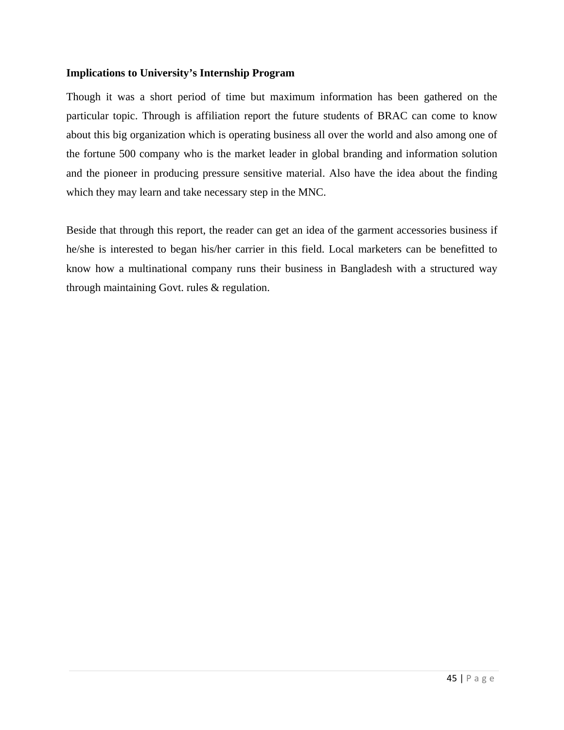**Implications to University's Internship Program**

Though it was a short period of time but maximum information has been gathered on the particular topic. Through is affiliation report the future students of BRAC can come to know about this big organization which is operating business all over the world and also among one of the fortune 500 company who is the market leader in global branding and information solution and the pioneer in producing pressure sensitive material. Also have the idea about the finding which they may learn and take necessary step in the MNC.

Beside that through this report, the reader can get an idea of the garment accessories business if he/she is interested to began his/her carrier in this field. Local marketers can be benefitted to know how a multinational company runs their business in Bangladesh with a structured way through maintaining Govt. rules & regulation.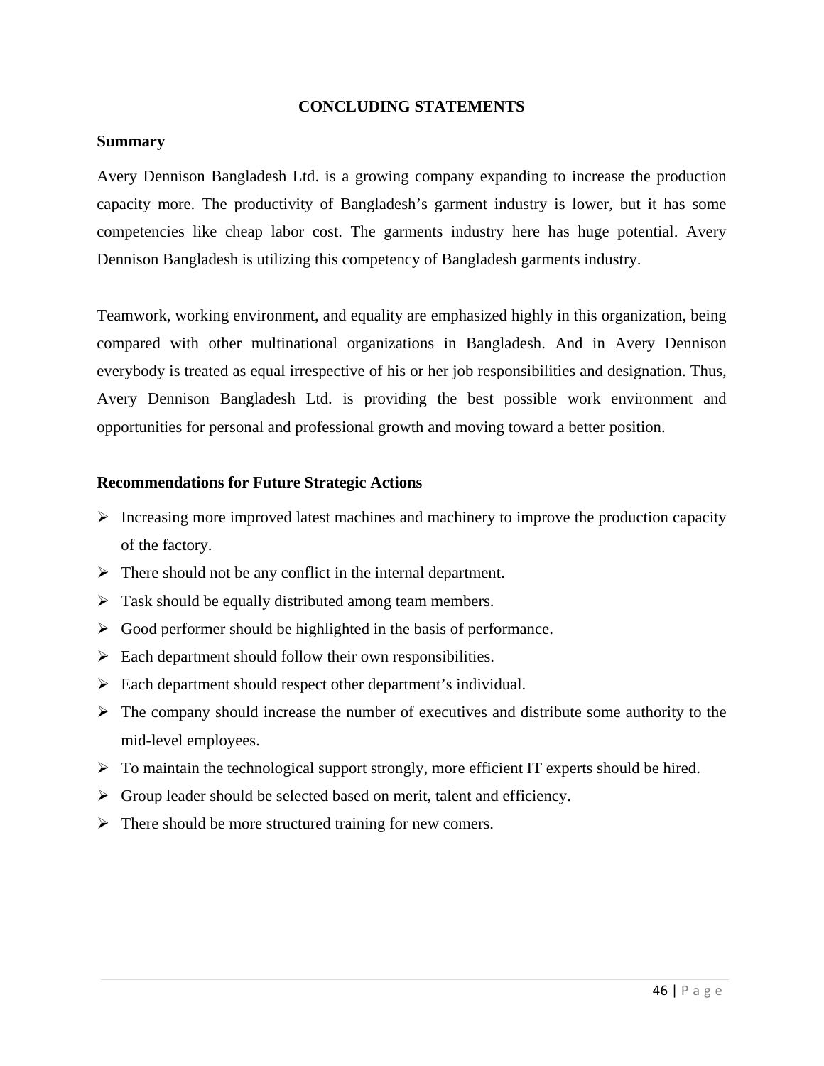## CONCLUDING STATEMENTS

### Summary

Avery Dennison Bangladesh Ltd. is a growing company expanding to increase the production capacity more. The productivity of Bangladesh's garment industry is lower, but it has some competencies like cheap labor cost. The garments industry here has huge potential. Avery Dennison Bangladesh is utilizing this competency of Bangladesh garments industry.

Teamwork, working environment, and equality are emphasized highly in this organization, being compared with other multinational organizations in Bangladesh. And in Avery Dennison everybody is treated as equal irrespective of his or her job responsibilities and designation. Thus, Avery Dennison Bangladesh Ltd. is providing the best possible work environment and opportunities for personal and professional growth and moving toward a better position.

### Recommendations for Future Strategic Actions

- Increasing more improved latest machines and machinery to improve the production capacity of the factory.
- There should not be any conflict in the internal department.
- Task should be equally distributed among team members.
- Good performer should be highlighted in the basis of performance.
- Each department should follow their own responsibilities.
- Each department should respect other department's individual.
- The company should increase the number of executives and distribute some authority to the mid-level employees.
- To maintain the technological support strongly, more efficient IT experts should be hired.
- Group leader should be selected based on merit, talent and efficiency.
- There should be more structured training for new comers.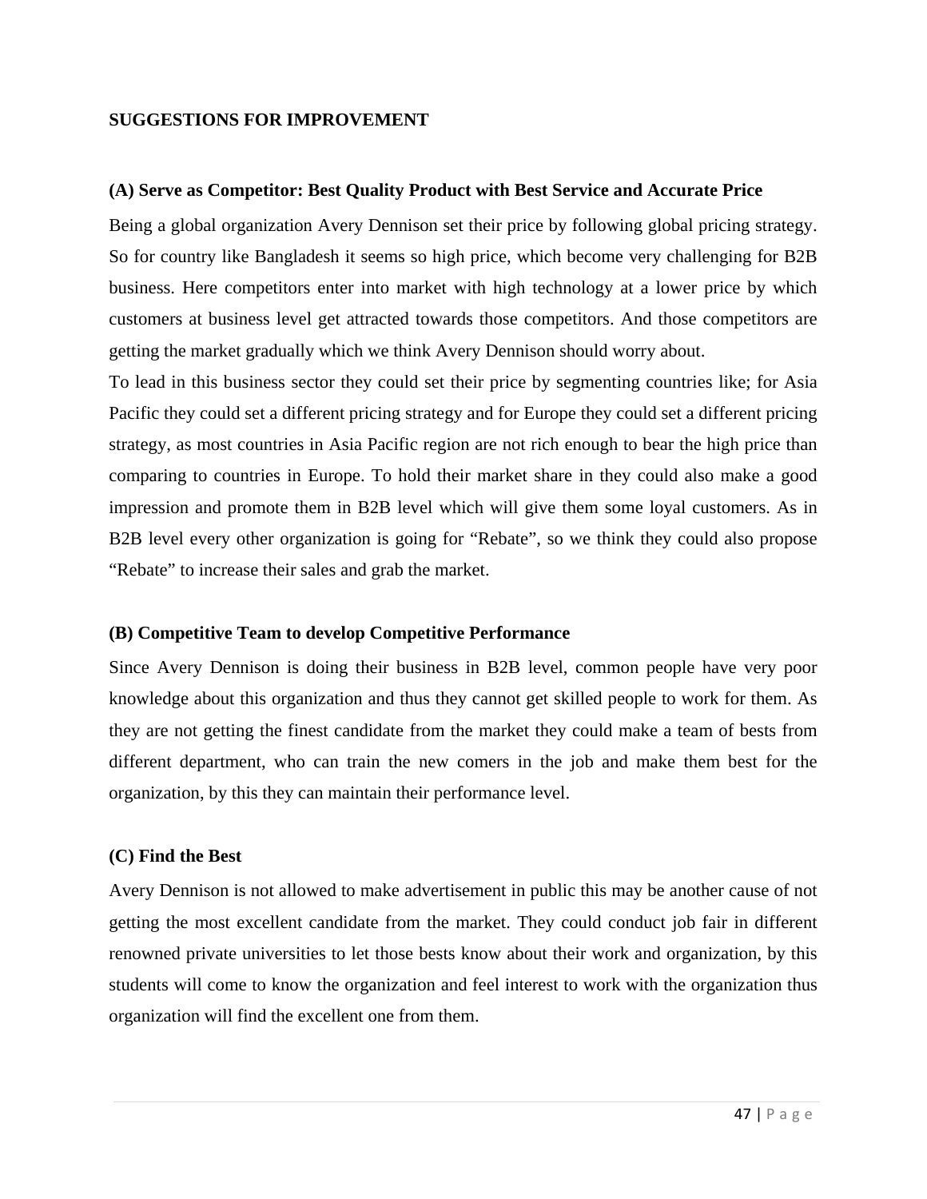## SUGGESTIONS FOR IMPROVEMENT

### (A) Serve as Competitor: Best Quality Product with Best Service and Accurate Price

Being a global organization Avery Dennison set their price by following global pricing strategy. So for country like Bangladesh it seems so high price, which become very challenging for B2B business. Here competitors enter into market with high technology at a lower price by which customers at business level get attracted towards those competitors. And those competitors are getting the market gradually which we think Avery Dennison should worry about.

To lead in this business sector they could set their price by segmenting countries like; for Asia Pacific they could set a different pricing strategy and for Europe they could set a different pricing strategy, as most countries in Asia Pacific region are not rich enough to bear the high price than comparing to countries in Europe. To hold their market share in they could also make a good impression and promote them in B2B level which will give them some loyal customers. As in B2B level every other organization is going for "Rebate", so we think they could also propose "Rebate" to increase their sales and grab the market.

### (B) Competitive Team to develop Competitive Performance

Since Avery Dennison is doing their business in B2B level, common people have very poor knowledge about this organization and thus they cannot get skilled people to work for them. As they are not getting the finest candidate from the market they could make a team of bests from different department, who can train the new comers in the job and make them best for the organization, by this they can maintain their performance level.

### (C) Find the Best

Avery Dennison is not allowed to make advertisement in public this may be another cause of not getting the most excellent candidate from the market. They could conduct job fair in different renowned private universities to let those bests know about their work and organization, by this students will come to know the organization and feel interest to work with the organization thus organization will find the excellent one from them.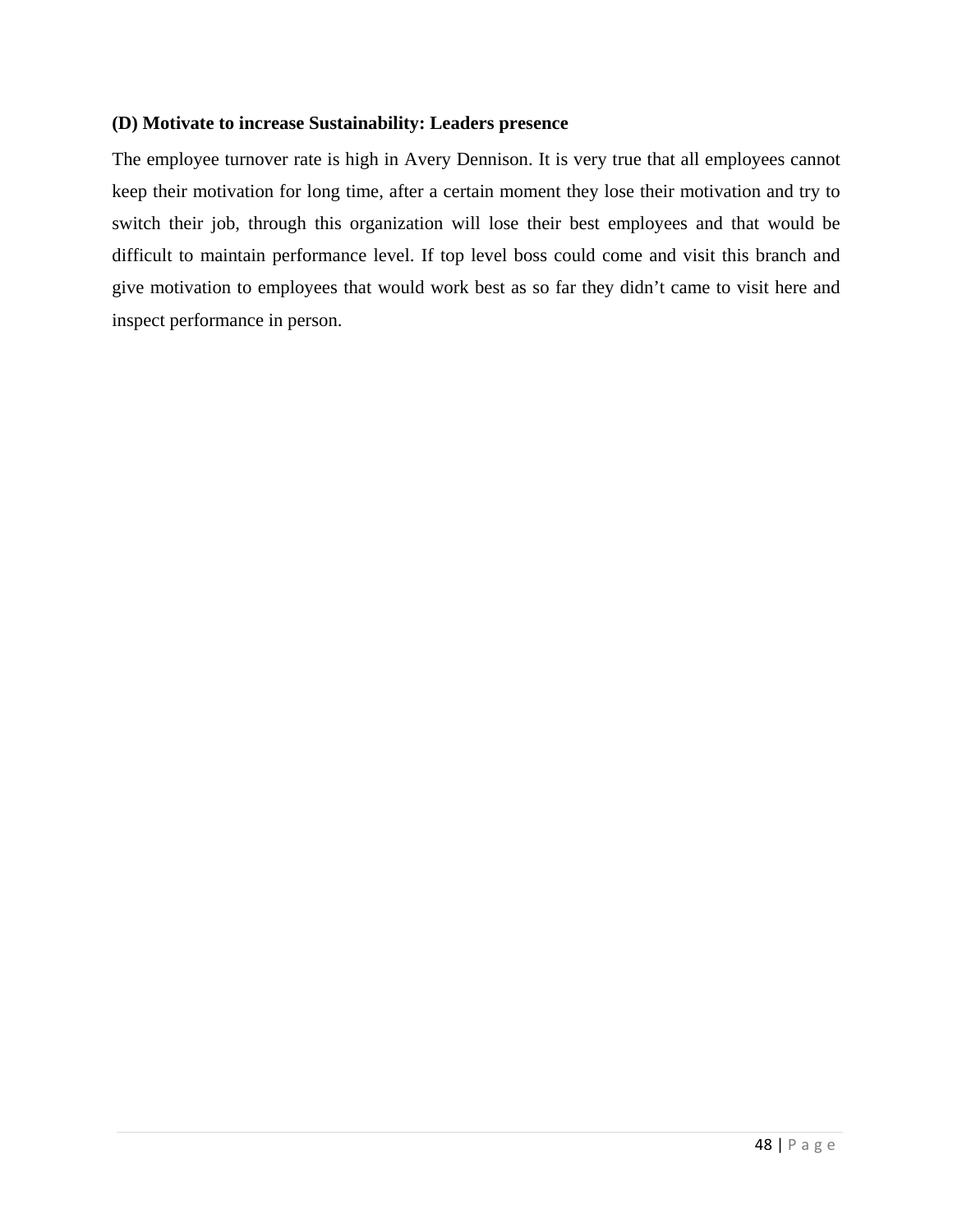**(D) Motivate to increase Sustainability: Leaders presence**

The employee turnover rate is high in Avery Dennison. It is very true that all employees cannot keep their motivation for long time, after a certain moment they lose their motivation and try to switch their job, through this organization will lose their best employees and that would be difficult to maintain performance level. If top level boss could come and visit this branch and give motivation to employees that would work best as so far they didn't came to visit here and inspect performance in person.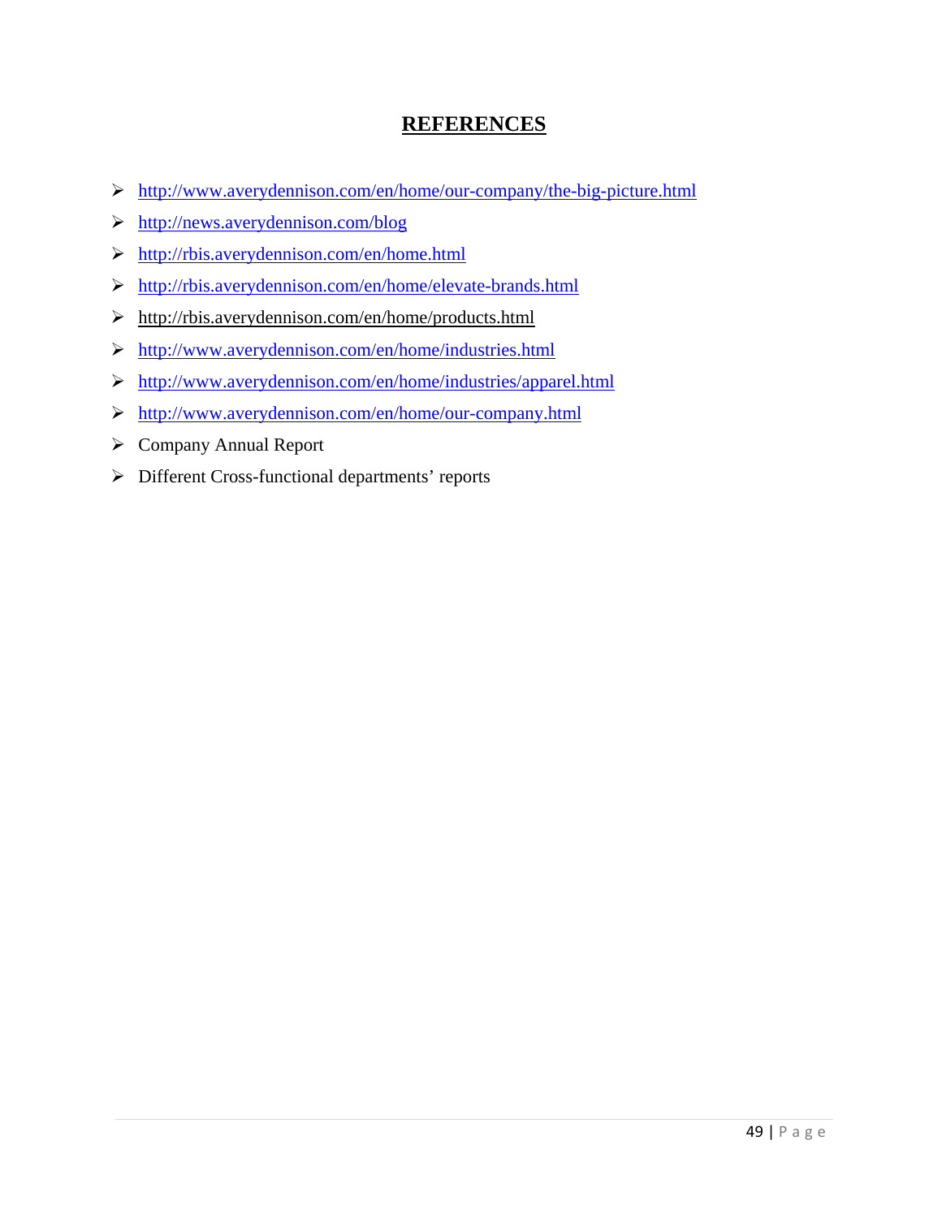# REFERENCES

- http://www.averydennison.com/en/home/our-company/the-big-picture.html
- http://news.averydennison.com/blog
- http://rbis.averydennison.com/en/home.html
- http://rbis.averydennison.com/en/home/elevate-brands.html
- http://rbis.averydennison.com/en/home/products.html
- http://www.averydennison.com/en/home/industries.html
- http://www.averydennison.com/en/home/industries/apparel.html
- http://www.averydennison.com/en/home/our-company.html
- Company Annual Report
- Different Cross-functional departments' reports